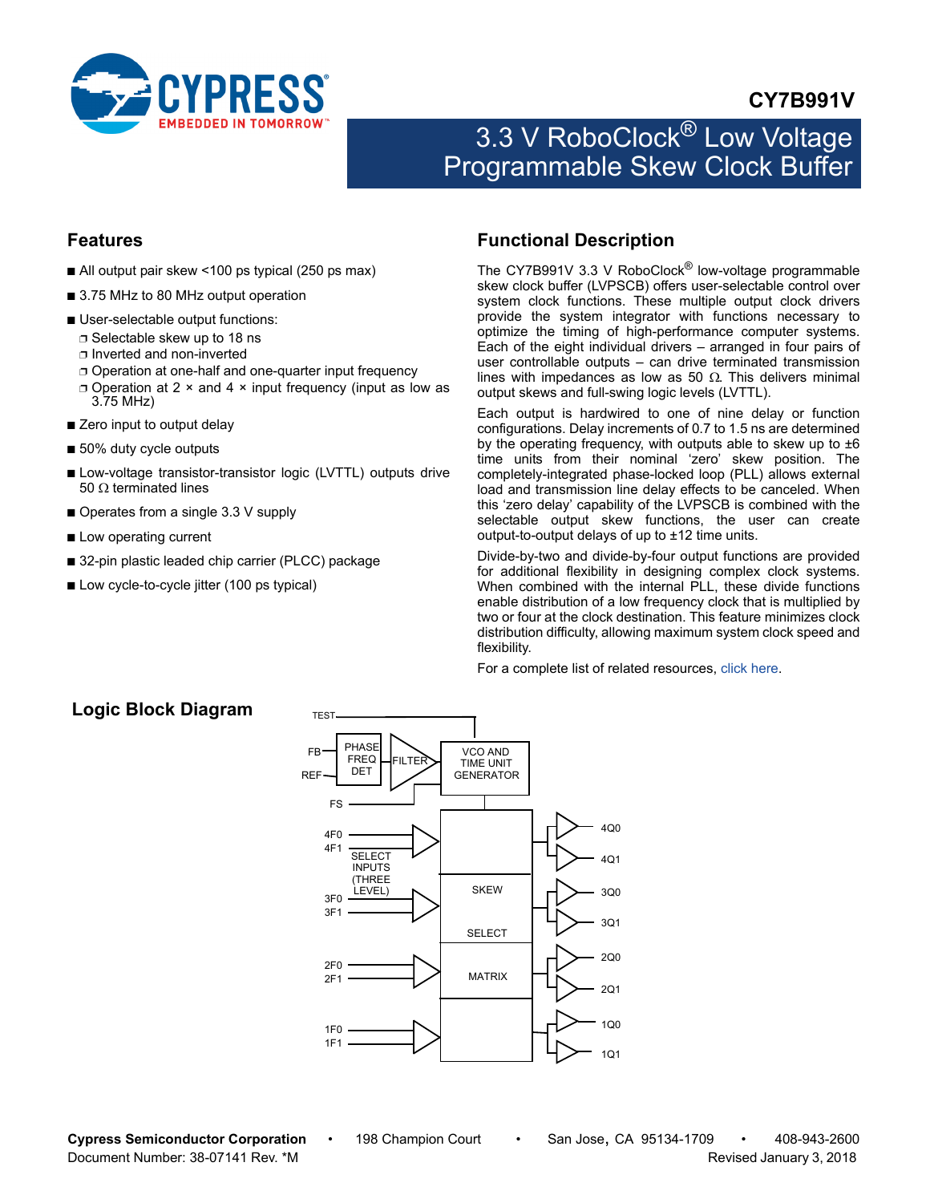# CY7B991V

## 3.3 V RoboClock® Low Voltage Programmable Skew Clock Buffer

## Features

- All output pair skew <100 ps typical (250 ps max)
- 3.75 MHz to 80 MHz output operation
- User-selectable output functions:
  - Selectable skew up to 18 ns
  - Inverted and non-inverted
  - Operation at one-half and one-quarter input frequency
  - Operation at 2 × and 4 × input frequency (input as low as 3.75 MHz)
- Zero input to output delay
- 50% duty cycle outputs
- Low-voltage transistor-transistor logic (LVTTL) outputs drive 50 Ω terminated lines
- Operates from a single 3.3 V supply
- Low operating current
- 32-pin plastic leaded chip carrier (PLCC) package
- Low cycle-to-cycle jitter (100 ps typical)

## Functional Description

The CY7B991V 3.3 V RoboClock® low-voltage programmable skew clock buffer (LVPSCB) offers user-selectable control over system clock functions. These multiple output clock drivers provide the system integrator with functions necessary to optimize the timing of high-performance computer systems. Each of the eight individual drivers – arranged in four pairs of user controllable outputs – can drive terminated transmission lines with impedances as low as 50 Ω. This delivers minimal output skews and full-swing logic levels (LVTTL).

Each output is hardwired to one of nine delay or function configurations. Delay increments of 0.7 to 1.5 ns are determined by the operating frequency, with outputs able to skew up to ±6 time units from their nominal 'zero' skew position. The completely-integrated phase-locked loop (PLL) allows external load and transmission line delay effects to be canceled. When this 'zero delay' capability of the LVPSCB is combined with the selectable output skew functions, the user can create output-to-output delays of up to ±12 time units.

Divide-by-two and divide-by-four output functions are provided for additional flexibility in designing complex clock systems. When combined with the internal PLL, these divide functions enable distribution of a low frequency clock that is multiplied by two or four at the clock destination. This feature minimizes clock distribution difficulty, allowing maximum system clock speed and flexibility.

For a complete list of related resources, click here.

## Logic Block Diagram

TEST, FB, REF, FS — PHASE FREQ DET — FILTER — VCO AND TIME UNIT GENERATOR

4F0, 4F1, 3F0, 3F1, 2F0, 2F1, 1F0, 1F1 — SELECT INPUTS (THREE LEVEL) — SKEW SELECT MATRIX — 4Q0, 4Q1, 3Q0, 3Q1, 2Q0, 2Q1, 1Q0, 1Q1

Cypress Semiconductor Corporation • 198 Champion Court • San Jose, CA 95134-1709 • 408-943-2600
Document Number: 38-07141 Rev. *M Revised January 3, 2018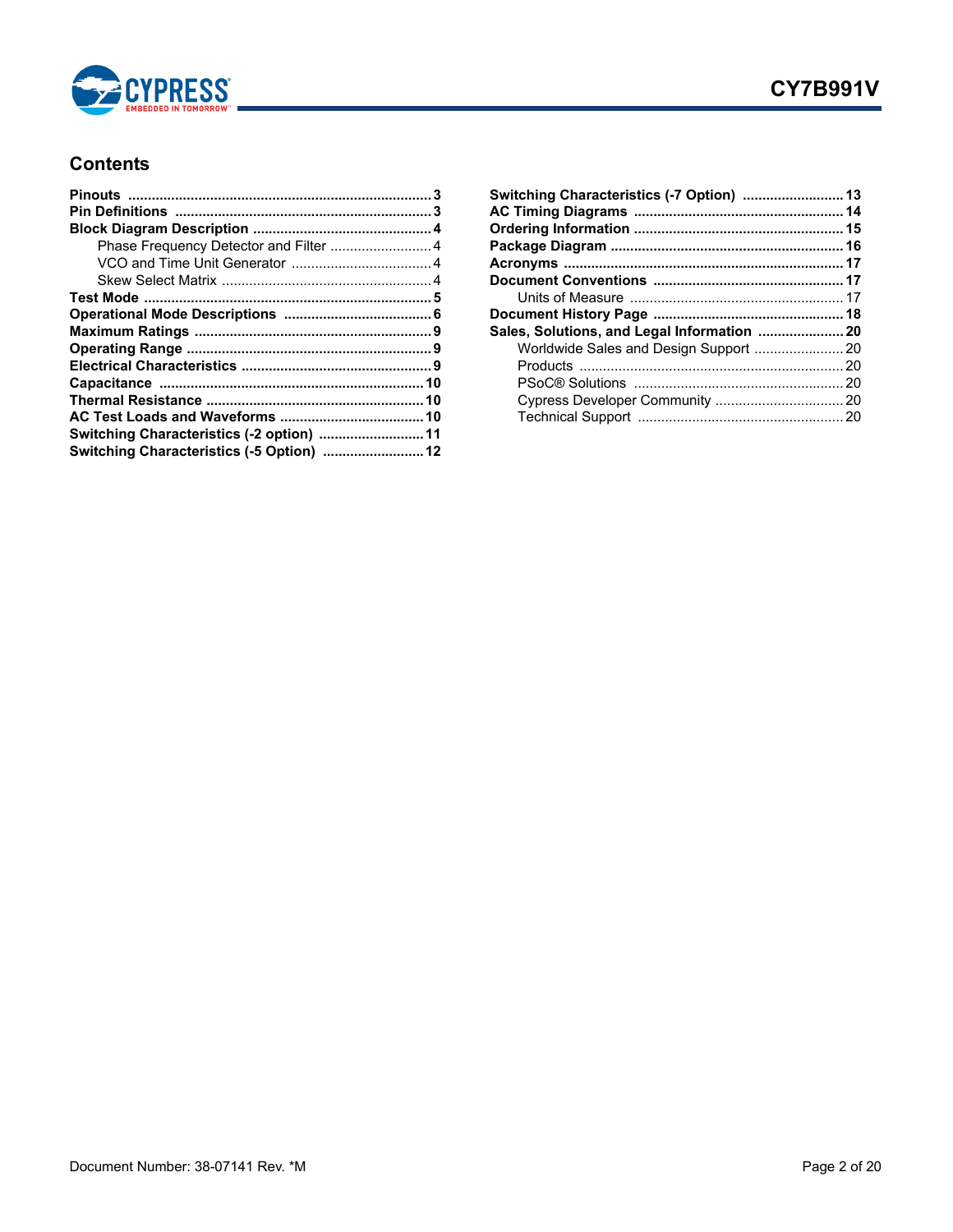## Contents

- **Pinouts** ............................................................................. 3
- **Pin Definitions** ................................................................. 3
- **Block Diagram Description** ............................................. 4
  - Phase Frequency Detector and Filter .......................... 4
  - VCO and Time Unit Generator .................................... 4
  - Skew Select Matrix ...................................................... 4
- **Test Mode** .......................................................................... 5
- **Operational Mode Descriptions** ...................................... 6
- **Maximum Ratings** ............................................................. 9
- **Operating Range** ............................................................... 9
- **Electrical Characteristics** ................................................. 9
- **Capacitance** .................................................................... 10
- **Thermal Resistance** ........................................................ 10
- **AC Test Loads and Waveforms** ..................................... 10
- **Switching Characteristics (-2 option)** ........................... 11
- **Switching Characteristics (-5 Option)** .......................... 12
- **Switching Characteristics (-7 Option)** .......................... 13
- **AC Timing Diagrams** ...................................................... 14
- **Ordering Information** ...................................................... 15
- **Package Diagram** ............................................................ 16
- **Acronyms** ........................................................................ 17
- **Document Conventions** ................................................. 17
  - Units of Measure ....................................................... 17
- **Document History Page** ................................................. 18
- **Sales, Solutions, and Legal Information** ...................... 20
  - Worldwide Sales and Design Support ....................... 20
  - Products .................................................................... 20
  - PSoC® Solutions ...................................................... 20
  - Cypress Developer Community ................................. 20
  - Technical Support ..................................................... 20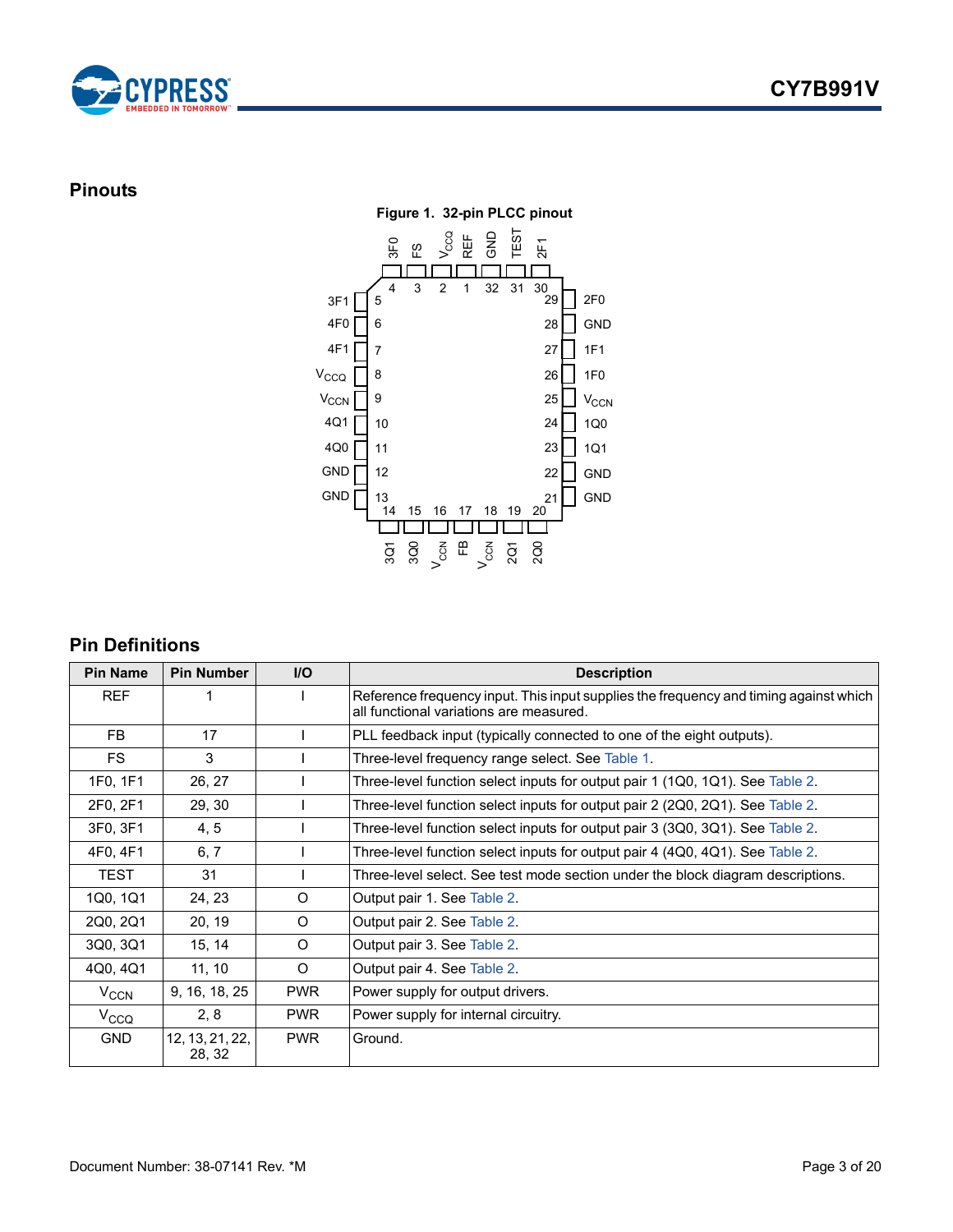## Pinouts

**Figure 1. 32-pin PLCC pinout**

## Pin Definitions

| Pin Name | Pin Number | I/O | Description |
|---|---|---|---|
| REF | 1 | I | Reference frequency input. This input supplies the frequency and timing against which all functional variations are measured. |
| FB | 17 | I | PLL feedback input (typically connected to one of the eight outputs). |
| FS | 3 | I | Three-level frequency range select. See Table 1. |
| 1F0, 1F1 | 26, 27 | I | Three-level function select inputs for output pair 1 (1Q0, 1Q1). See Table 2. |
| 2F0, 2F1 | 29, 30 | I | Three-level function select inputs for output pair 2 (2Q0, 2Q1). See Table 2. |
| 3F0, 3F1 | 4, 5 | I | Three-level function select inputs for output pair 3 (3Q0, 3Q1). See Table 2. |
| 4F0, 4F1 | 6, 7 | I | Three-level function select inputs for output pair 4 (4Q0, 4Q1). See Table 2. |
| TEST | 31 | I | Three-level select. See test mode section under the block diagram descriptions. |
| 1Q0, 1Q1 | 24, 23 | O | Output pair 1. See Table 2. |
| 2Q0, 2Q1 | 20, 19 | O | Output pair 2. See Table 2. |
| 3Q0, 3Q1 | 15, 14 | O | Output pair 3. See Table 2. |
| 4Q0, 4Q1 | 11, 10 | O | Output pair 4. See Table 2. |
| $V_{CCN}$ | 9, 16, 18, 25 | PWR | Power supply for output drivers. |
| $V_{CCQ}$ | 2, 8 | PWR | Power supply for internal circuitry. |
| GND | 12, 13, 21, 22, 28, 32 | PWR | Ground. |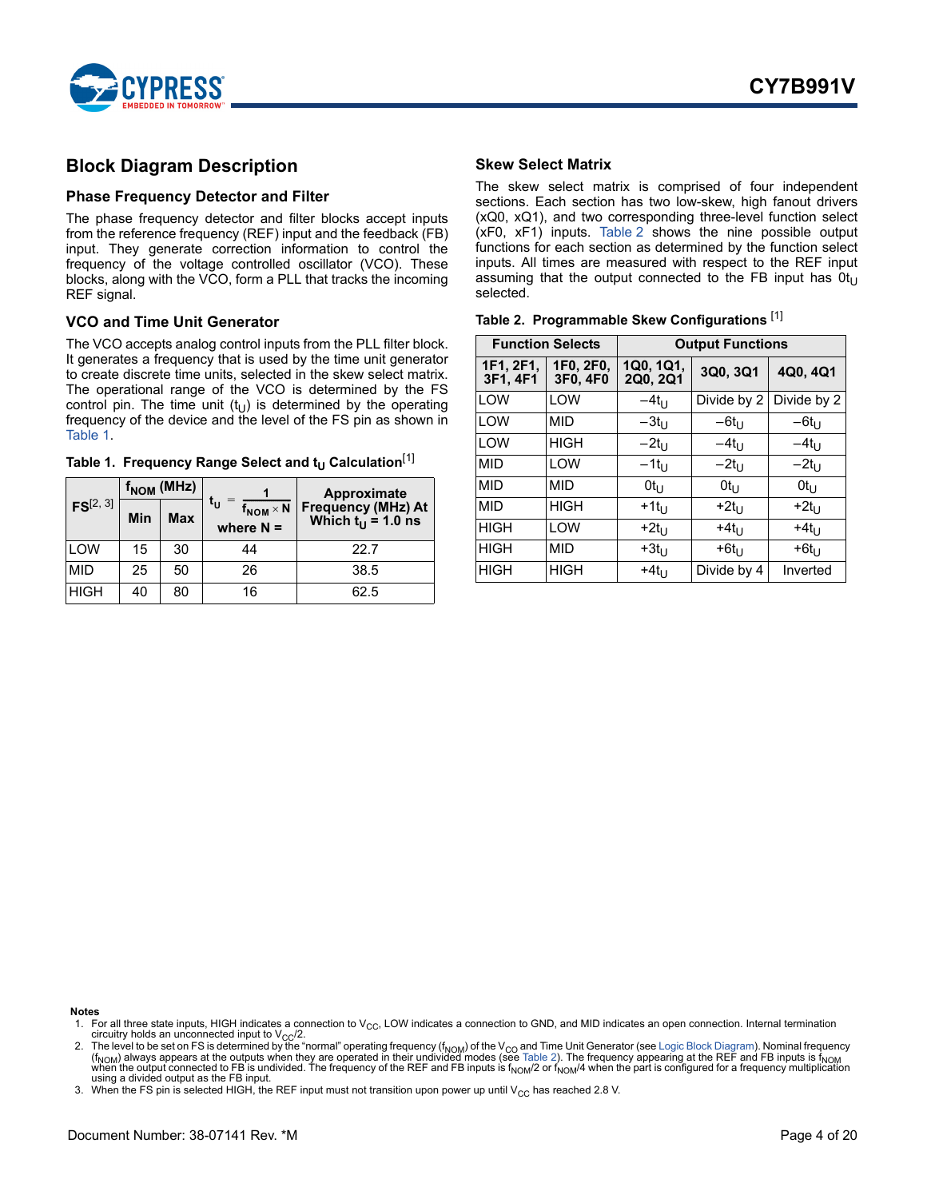## Block Diagram Description

### Phase Frequency Detector and Filter

The phase frequency detector and filter blocks accept inputs from the reference frequency (REF) input and the feedback (FB) input. They generate correction information to control the frequency of the voltage controlled oscillator (VCO). These blocks, along with the VCO, form a PLL that tracks the incoming REF signal.

### VCO and Time Unit Generator

The VCO accepts analog control inputs from the PLL filter block. It generates a frequency that is used by the time unit generator to create discrete time units, selected in the skew select matrix. The operational range of the VCO is determined by the FS control pin. The time unit ($t_U$) is determined by the operating frequency of the device and the level of the FS pin as shown in Table 1.

**Table 1. Frequency Range Select and $t_U$ Calculation**[1]

| FS[2, 3] | $f_{NOM}$ (MHz) | | $t_U = \frac{1}{f_{NOM} \times N}$ where N = | Approximate Frequency (MHz) At Which $t_U$ = 1.0 ns |
|---|---|---|---|---|
| | Min | Max | | |
| LOW | 15 | 30 | 44 | 22.7 |
| MID | 25 | 50 | 26 | 38.5 |
| HIGH | 40 | 80 | 16 | 62.5 |

### Skew Select Matrix

The skew select matrix is comprised of four independent sections. Each section has two low-skew, high fanout drivers (xQ0, xQ1), and two corresponding three-level function select (xF0, xF1) inputs. Table 2 shows the nine possible output functions for each section as determined by the function select inputs. All times are measured with respect to the REF input assuming that the output connected to the FB input has $0t_U$ selected.

**Table 2. Programmable Skew Configurations** [1]

| Function Selects | | Output Functions | | |
|---|---|---|---|---|
| 1F1, 2F1, 3F1, 4F1 | 1F0, 2F0, 3F0, 4F0 | 1Q0, 1Q1, 2Q0, 2Q1 | 3Q0, 3Q1 | 4Q0, 4Q1 |
| LOW | LOW | $-4t_U$ | Divide by 2 | Divide by 2 |
| LOW | MID | $-3t_U$ | $-6t_U$ | $-6t_U$ |
| LOW | HIGH | $-2t_U$ | $-4t_U$ | $-4t_U$ |
| MID | LOW | $-1t_U$ | $-2t_U$ | $-2t_U$ |
| MID | MID | $0t_U$ | $0t_U$ | $0t_U$ |
| MID | HIGH | $+1t_U$ | $+2t_U$ | $+2t_U$ |
| HIGH | LOW | $+2t_U$ | $+4t_U$ | $+4t_U$ |
| HIGH | MID | $+3t_U$ | $+6t_U$ | $+6t_U$ |
| HIGH | HIGH | $+4t_U$ | Divide by 4 | Inverted |

**Notes**

1. For all three state inputs, HIGH indicates a connection to $V_{CC}$, LOW indicates a connection to GND, and MID indicates an open connection. Internal termination circuitry holds an unconnected input to $V_{CC}/2$.
2. The level to be set on FS is determined by the "normal" operating frequency ($f_{NOM}$) of the $V_{CO}$ and Time Unit Generator (see Logic Block Diagram). Nominal frequency ($f_{NOM}$) always appears at the outputs when they are operated in their undivided modes (see Table 2). The frequency appearing at the REF and FB inputs is $f_{NOM}$ when the output connected to FB is undivided. The frequency of the REF and FB inputs is $f_{NOM}/2$ or $f_{NOM}/4$ when the part is configured for a frequency multiplication using a divided output as the FB input.
3. When the FS pin is selected HIGH, the REF input must not transition upon power up until $V_{CC}$ has reached 2.8 V.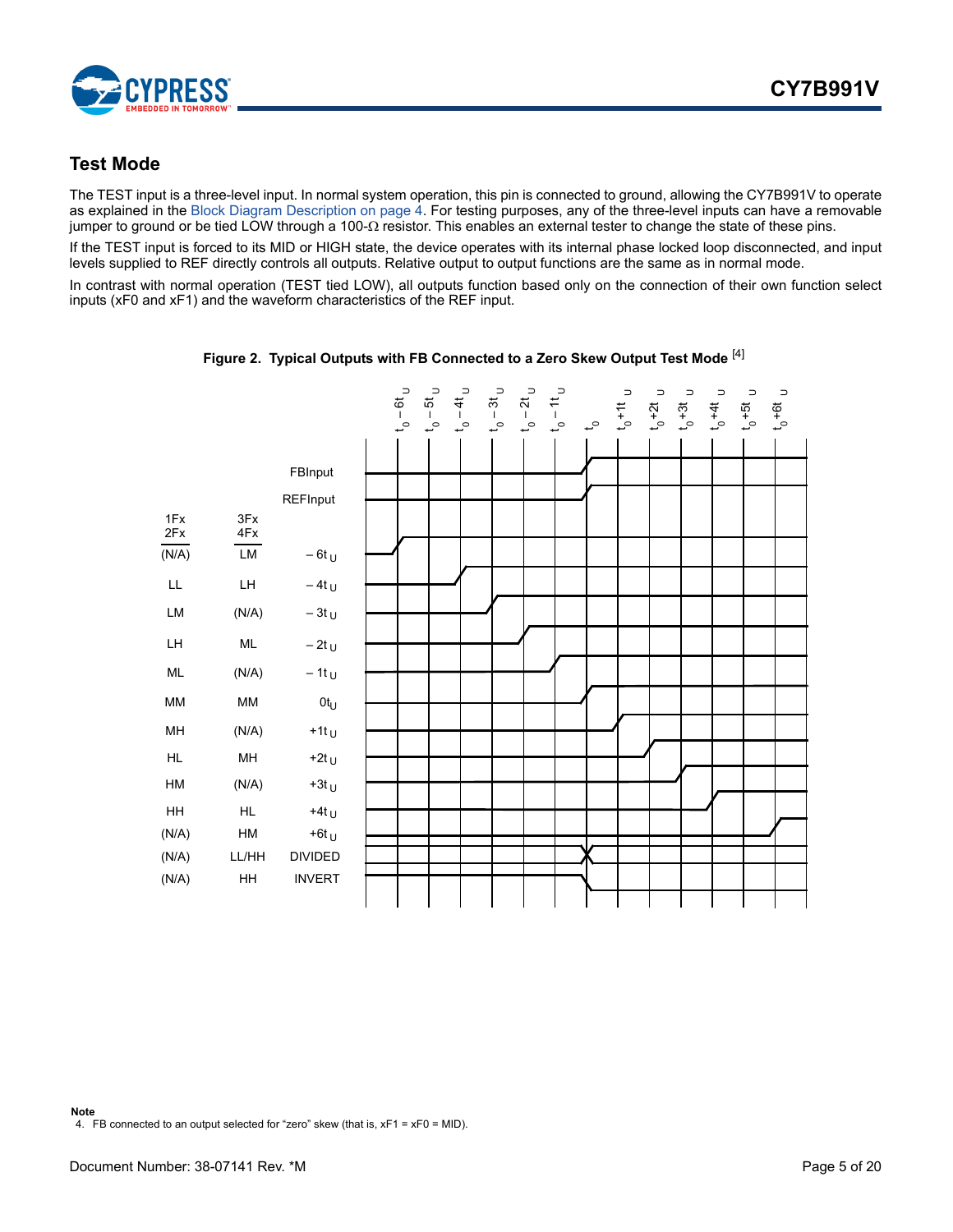## Test Mode

The TEST input is a three-level input. In normal system operation, this pin is connected to ground, allowing the CY7B991V to operate as explained in the Block Diagram Description on page 4. For testing purposes, any of the three-level inputs can have a removable jumper to ground or be tied LOW through a 100-Ω resistor. This enables an external tester to change the state of these pins.

If the TEST input is forced to its MID or HIGH state, the device operates with its internal phase locked loop disconnected, and input levels supplied to REF directly controls all outputs. Relative output to output functions are the same as in normal mode.

In contrast with normal operation (TEST tied LOW), all outputs function based only on the connection of their own function select inputs (xF0 and xF1) and the waveform characteristics of the REF input.

**Figure 2. Typical Outputs with FB Connected to a Zero Skew Output Test Mode** [4]

| 1Fx 2Fx | 3Fx 4Fx | Output |
|---|---|---|
| | | FBInput |
| | | REFInput |
| (N/A) | LM | $-6t_U$ |
| LL | LH | $-4t_U$ |
| LM | (N/A) | $-3t_U$ |
| LH | ML | $-2t_U$ |
| ML | (N/A) | $-1t_U$ |
| MM | MM | $0t_U$ |
| MH | (N/A) | $+1t_U$ |
| HL | MH | $+2t_U$ |
| HM | (N/A) | $+3t_U$ |
| HH | HL | $+4t_U$ |
| (N/A) | HM | $+6t_U$ |
| (N/A) | LL/HH | DIVIDED |
| (N/A) | HH | INVERT |

Timing axis: $t_0-6t_U$, $t_0-5t_U$, $t_0-4t_U$, $t_0-3t_U$, $t_0-2t_U$, $t_0-1t_U$, $t_0$, $t_0+1t_U$, $t_0+2t_U$, $t_0+3t_U$, $t_0+4t_U$, $t_0+5t_U$, $t_0+6t_U$

**Note**

4. FB connected to an output selected for “zero” skew (that is, xF1 = xF0 = MID).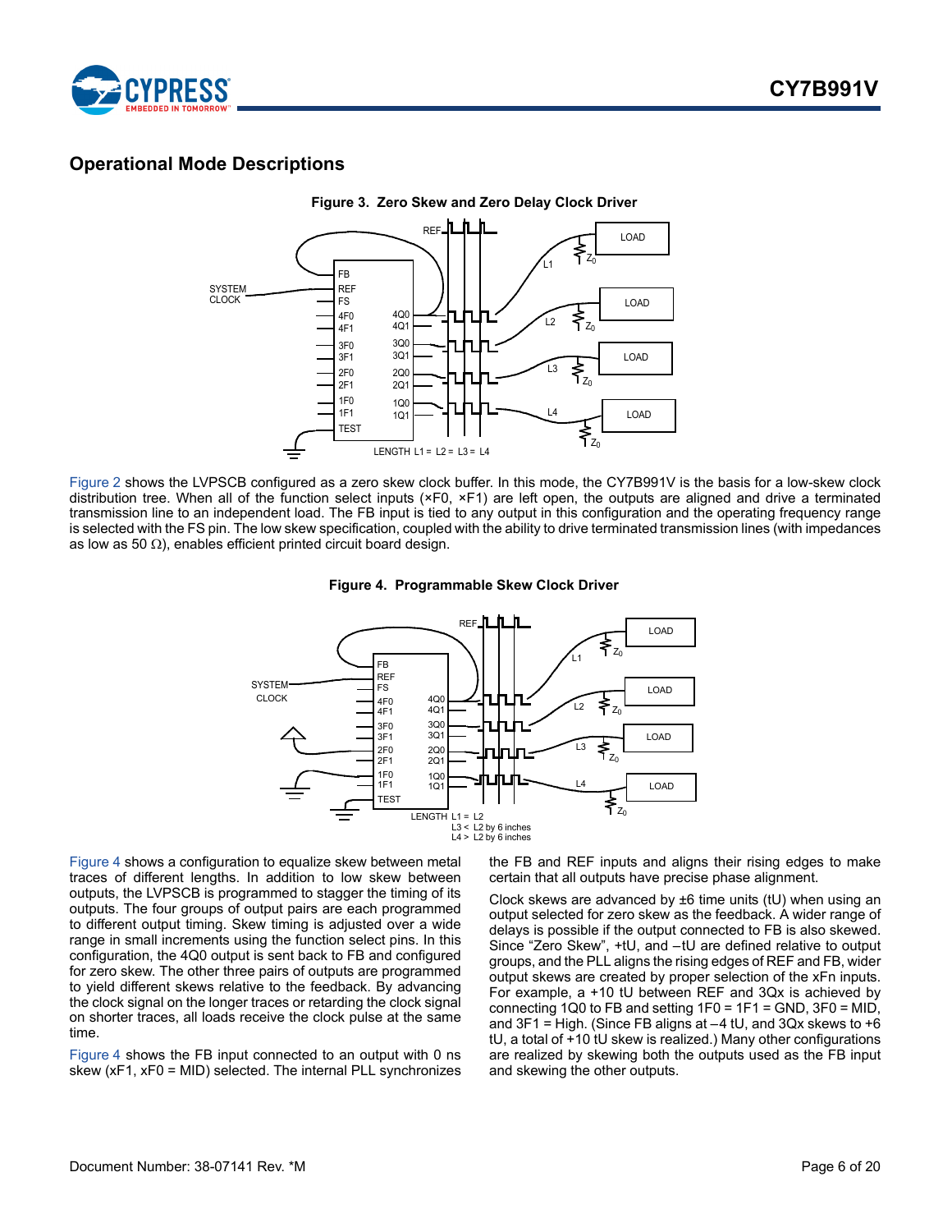## Operational Mode Descriptions

**Figure 3. Zero Skew and Zero Delay Clock Driver**

Figure 2 shows the LVPSCB configured as a zero skew clock buffer. In this mode, the CY7B991V is the basis for a low-skew clock distribution tree. When all of the function select inputs (×F0, ×F1) are left open, the outputs are aligned and drive a terminated transmission line to an independent load. The FB input is tied to any output in this configuration and the operating frequency range is selected with the FS pin. The low skew specification, coupled with the ability to drive terminated transmission lines (with impedances as low as 50 Ω), enables efficient printed circuit board design.

**Figure 4. Programmable Skew Clock Driver**

Figure 4 shows a configuration to equalize skew between metal traces of different lengths. In addition to low skew between outputs, the LVPSCB is programmed to stagger the timing of its outputs. The four groups of output pairs are each programmed to different output timing. Skew timing is adjusted over a wide range in small increments using the function select pins. In this configuration, the 4Q0 output is sent back to FB and configured for zero skew. The other three pairs of outputs are programmed to yield different skews relative to the feedback. By advancing the clock signal on the longer traces or retarding the clock signal on shorter traces, all loads receive the clock pulse at the same time.

Figure 4 shows the FB input connected to an output with 0 ns skew (xF1, xF0 = MID) selected. The internal PLL synchronizes the FB and REF inputs and aligns their rising edges to make certain that all outputs have precise phase alignment.

Clock skews are advanced by ±6 time units (tU) when using an output selected for zero skew as the feedback. A wider range of delays is possible if the output connected to FB is also skewed. Since "Zero Skew", +tU, and –tU are defined relative to output groups, and the PLL aligns the rising edges of REF and FB, wider output skews are created by proper selection of the xFn inputs. For example, a +10 tU between REF and 3Qx is achieved by connecting 1Q0 to FB and setting 1F0 = 1F1 = GND, 3F0 = MID, and 3F1 = High. (Since FB aligns at –4 tU, and 3Qx skews to +6 tU, a total of +10 tU skew is realized.) Many other configurations are realized by skewing both the outputs used as the FB input and skewing the other outputs.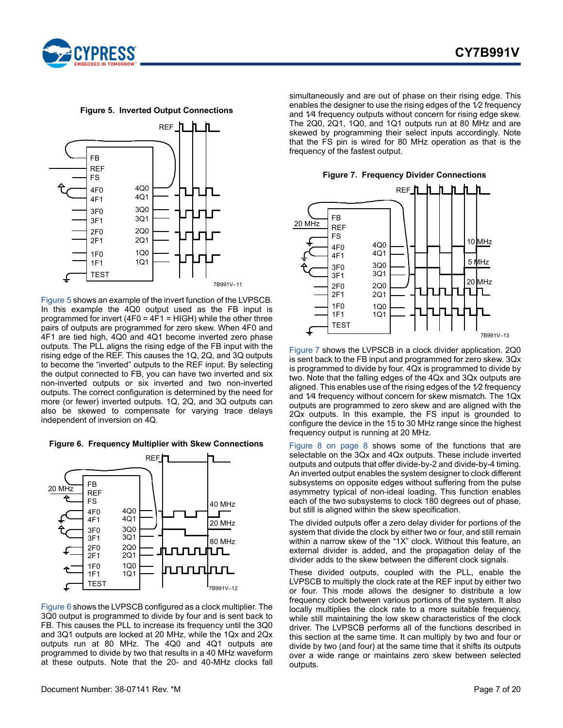**Figure 5. Inverted Output Connections**

Figure 5 shows an example of the invert function of the LVPSCB. In this example the 4Q0 output used as the FB input is programmed for invert (4F0 = 4F1 = HIGH) while the other three pairs of outputs are programmed for zero skew. When 4F0 and 4F1 are tied high, 4Q0 and 4Q1 become inverted zero phase outputs. The PLL aligns the rising edge of the FB input with the rising edge of the REF. This causes the 1Q, 2Q, and 3Q outputs to become the "inverted" outputs to the REF input. By selecting the output connected to FB, you can have two inverted and six non-inverted outputs or six inverted and two non-inverted outputs. The correct configuration is determined by the need for more (or fewer) inverted outputs. 1Q, 2Q, and 3Q outputs can also be skewed to compensate for varying trace delays independent of inversion on 4Q.

**Figure 6. Frequency Multiplier with Skew Connections**

Figure 6 shows the LVPSCB configured as a clock multiplier. The 3Q0 output is programmed to divide by four and is sent back to FB. This causes the PLL to increase its frequency until the 3Q0 and 3Q1 outputs are locked at 20 MHz, while the 1Qx and 2Qx outputs run at 80 MHz. The 4Q0 and 4Q1 outputs are programmed to divide by two that results in a 40 MHz waveform at these outputs. Note that the 20- and 40-MHz clocks fall simultaneously and are out of phase on their rising edge. This enables the designer to use the rising edges of the ½ frequency and ¼ frequency outputs without concern for rising edge skew. The 2Q0, 2Q1, 1Q0, and 1Q1 outputs run at 80 MHz and are skewed by programming their select inputs accordingly. Note that the FS pin is wired for 80 MHz operation as that is the frequency of the fastest output.

**Figure 7. Frequency Divider Connections**

Figure 7 shows the LVPSCB in a clock divider application. 2Q0 is sent back to the FB input and programmed for zero skew. 3Qx is programmed to divide by four. 4Qx is programmed to divide by two. Note that the falling edges of the 4Qx and 3Qx outputs are aligned. This enables use of the rising edges of the ½ frequency and ¼ frequency without concern for skew mismatch. The 1Qx outputs are programmed to zero skew and are aligned with the 2Qx outputs. In this example, the FS input is grounded to configure the device in the 15 to 30 MHz range since the highest frequency output is running at 20 MHz.

Figure 8 on page 8 shows some of the functions that are selectable on the 3Qx and 4Qx outputs. These include inverted outputs and outputs that offer divide-by-2 and divide-by-4 timing. An inverted output enables the system designer to clock different subsystems on opposite edges without suffering from the pulse asymmetry typical of non-ideal loading. This function enables each of the two subsystems to clock 180 degrees out of phase, but still is aligned within the skew specification.

The divided outputs offer a zero delay divider for portions of the system that divide the clock by either two or four, and still remain within a narrow skew of the "1X" clock. Without this feature, an external divider is added, and the propagation delay of the divider adds to the skew between the different clock signals.

These divided outputs, coupled with the PLL, enable the LVPSCB to multiply the clock rate at the REF input by either two or four. This mode allows the designer to distribute a low frequency clock between various portions of the system. It also locally multiplies the clock rate to a more suitable frequency, while still maintaining the low skew characteristics of the clock driver. The LVPSCB performs all of the functions described in this section at the same time. It can multiply by two and four or divide by two (and four) at the same time that it shifts its outputs over a wide range or maintains zero skew between selected outputs.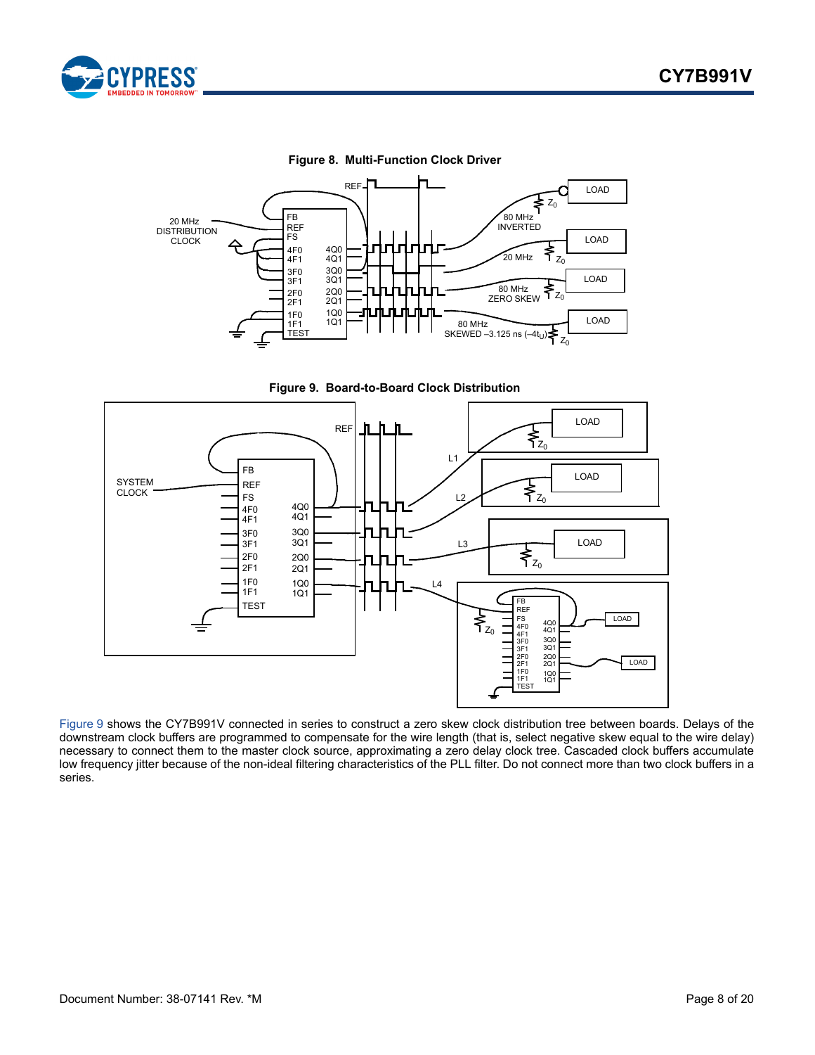**Figure 8. Multi-Function Clock Driver**

**Figure 9. Board-to-Board Clock Distribution**

Figure 9 shows the CY7B991V connected in series to construct a zero skew clock distribution tree between boards. Delays of the downstream clock buffers are programmed to compensate for the wire length (that is, select negative skew equal to the wire delay) necessary to connect them to the master clock source, approximating a zero delay clock tree. Cascaded clock buffers accumulate low frequency jitter because of the non-ideal filtering characteristics of the PLL filter. Do not connect more than two clock buffers in a series.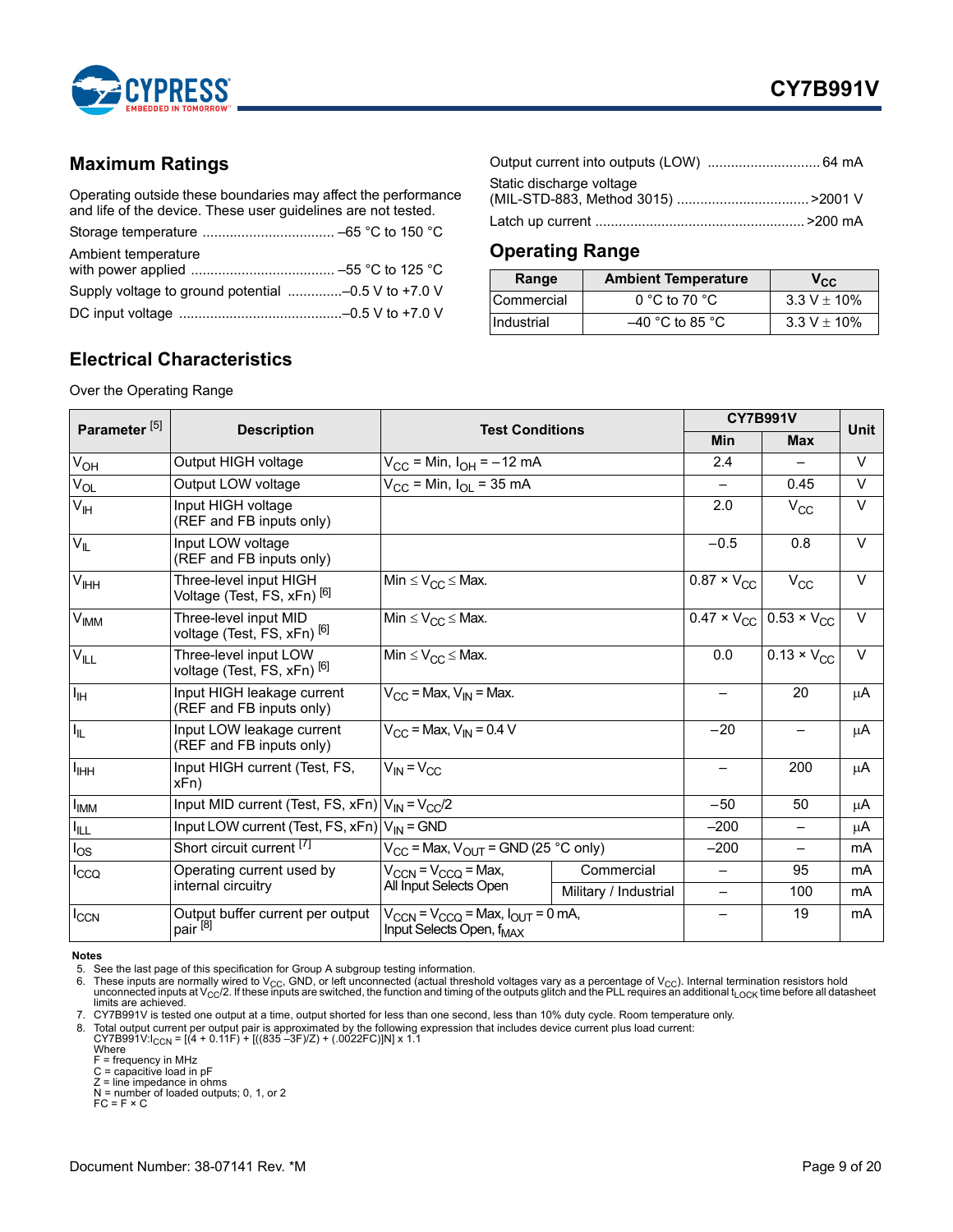## Maximum Ratings

Operating outside these boundaries may affect the performance and life of the device. These user guidelines are not tested.

Storage temperature ................................. –65 °C to 150 °C

Ambient temperature with power applied ..................................... –55 °C to 125 °C

Supply voltage to ground potential ..............–0.5 V to +7.0 V

DC input voltage ..........................................–0.5 V to +7.0 V

Output current into outputs (LOW) ............................. 64 mA

Static discharge voltage (MIL-STD-883, Method 3015) .................................. >2001 V

Latch up current ..................................................... >200 mA

## Operating Range

| Range | Ambient Temperature | $V_{CC}$ |
|---|---|---|
| Commercial | 0 °C to 70 °C | 3.3 V ± 10% |
| Industrial | –40 °C to 85 °C | 3.3 V ± 10% |

## Electrical Characteristics

Over the Operating Range

| Parameter [5] | Description | Test Conditions | | CY7B991V | | Unit |
|---|---|---|---|---|---|---|
| | | | | Min | Max | |
| $V_{OH}$ | Output HIGH voltage | $V_{CC}$ = Min, $I_{OH}$ = –12 mA | | 2.4 | – | V |
| $V_{OL}$ | Output LOW voltage | $V_{CC}$ = Min, $I_{OL}$ = 35 mA | | – | 0.45 | V |
| $V_{IH}$ | Input HIGH voltage (REF and FB inputs only) | | | 2.0 | $V_{CC}$ | V |
| $V_{IL}$ | Input LOW voltage (REF and FB inputs only) | | | –0.5 | 0.8 | V |
| $V_{IHH}$ | Three-level input HIGH Voltage (Test, FS, xFn) [6] | Min ≤ $V_{CC}$ ≤ Max. | | 0.87 × $V_{CC}$ | $V_{CC}$ | V |
| $V_{IMM}$ | Three-level input MID voltage (Test, FS, xFn) [6] | Min ≤ $V_{CC}$ ≤ Max. | | 0.47 × $V_{CC}$ | 0.53 × $V_{CC}$ | V |
| $V_{ILL}$ | Three-level input LOW voltage (Test, FS, xFn) [6] | Min ≤ $V_{CC}$ ≤ Max. | | 0.0 | 0.13 × $V_{CC}$ | V |
| $I_{IH}$ | Input HIGH leakage current (REF and FB inputs only) | $V_{CC}$ = Max, $V_{IN}$ = Max. | | – | 20 | µA |
| $I_{IL}$ | Input LOW leakage current (REF and FB inputs only) | $V_{CC}$ = Max, $V_{IN}$ = 0.4 V | | –20 | – | µA |
| $I_{IHH}$ | Input HIGH current (Test, FS, xFn) | $V_{IN}$ = $V_{CC}$ | | – | 200 | µA |
| $I_{IMM}$ | Input MID current (Test, FS, xFn) | $V_{IN}$ = $V_{CC}$/2 | | –50 | 50 | µA |
| $I_{ILL}$ | Input LOW current (Test, FS, xFn) | $V_{IN}$ = GND | | –200 | – | µA |
| $I_{OS}$ | Short circuit current [7] | $V_{CC}$ = Max, $V_{OUT}$ = GND (25 °C only) | | –200 | – | mA |
| $I_{CCQ}$ | Operating current used by internal circuitry | $V_{CCN}$ = $V_{CCQ}$ = Max, All Input Selects Open | Commercial | – | 95 | mA |
| | | | Military / Industrial | – | 100 | mA |
| $I_{CCN}$ | Output buffer current per output pair [8] | $V_{CCN}$ = $V_{CCQ}$ = Max, $I_{OUT}$ = 0 mA, Input Selects Open, $f_{MAX}$ | | – | 19 | mA |

**Notes**

5. See the last page of this specification for Group A subgroup testing information.
6. These inputs are normally wired to $V_{CC}$, GND, or left unconnected (actual threshold voltages vary as a percentage of $V_{CC}$). Internal termination resistors hold unconnected inputs at $V_{CC}$/2. If these inputs are switched, the function and timing of the outputs glitch and the PLL requires an additional $t_{LOCK}$ time before all datasheet limits are achieved.
7. CY7B991V is tested one output at a time, output shorted for less than one second, less than 10% duty cycle. Room temperature only.
8. Total output current per output pair is approximated by the following expression that includes device current plus load current:
   CY7B991V:$I_{CCN}$ = [(4 + 0.11F) + [((835 –3F)/Z) + (.0022FC)]N] x 1.1
   Where
   F = frequency in MHz
   C = capacitive load in pF
   Z = line impedance in ohms
   N = number of loaded outputs; 0, 1, or 2
   FC = F × C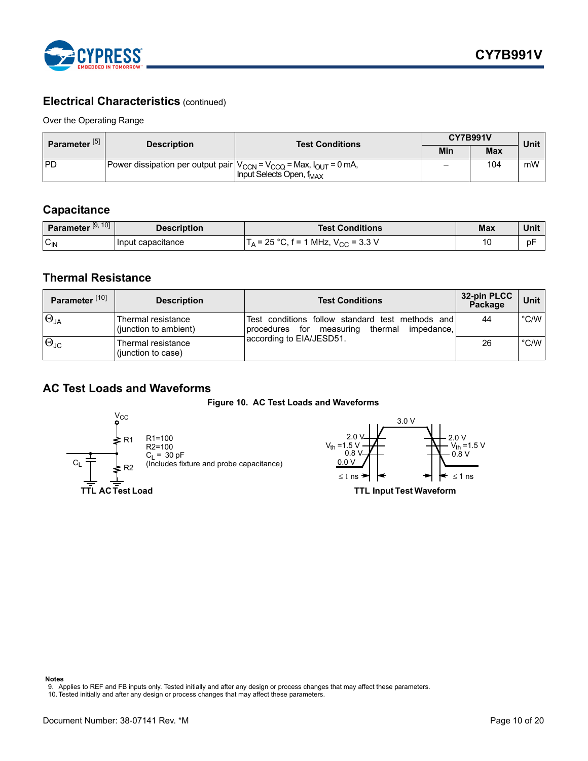## Electrical Characteristics (continued)

Over the Operating Range

| Parameter [5] | Description | Test Conditions | CY7B991V | | Unit |
|---|---|---|---|---|---|
| | | | Min | Max | |
| PD | Power dissipation per output pair | $V_{CCN} = V_{CCQ}$ = Max, $I_{OUT}$ = 0 mA, Input Selects Open, $f_{MAX}$ | – | 104 | mW |

## Capacitance

| Parameter [9, 10] | Description | Test Conditions | Max | Unit |
|---|---|---|---|---|
| $C_{IN}$ | Input capacitance | $T_A$ = 25 °C, f = 1 MHz, $V_{CC}$ = 3.3 V | 10 | pF |

## Thermal Resistance

| Parameter [10] | Description | Test Conditions | 32-pin PLCC Package | Unit |
|---|---|---|---|---|
| $\Theta_{JA}$ | Thermal resistance (junction to ambient) | Test conditions follow standard test methods and procedures for measuring thermal impedance, according to EIA/JESD51. | 44 | °C/W |
| $\Theta_{JC}$ | Thermal resistance (junction to case) | | 26 | °C/W |

## AC Test Loads and Waveforms

**Figure 10. AC Test Loads and Waveforms**

$V_{CC}$, R1, R2, $C_L$

R1=100
R2=100
$C_L$ = 30 pF
(Includes fixture and probe capacitance)

**TTL AC Test Load**

3.0 V, 2.0 V, $V_{th}$ =1.5 V, 0.8 V, 0.0 V, ≤ 1 ns, ≤ 1 ns

**TTL Input Test Waveform**

**Notes**

9. Applies to REF and FB inputs only. Tested initially and after any design or process changes that may affect these parameters.
10. Tested initially and after any design or process changes that may affect these parameters.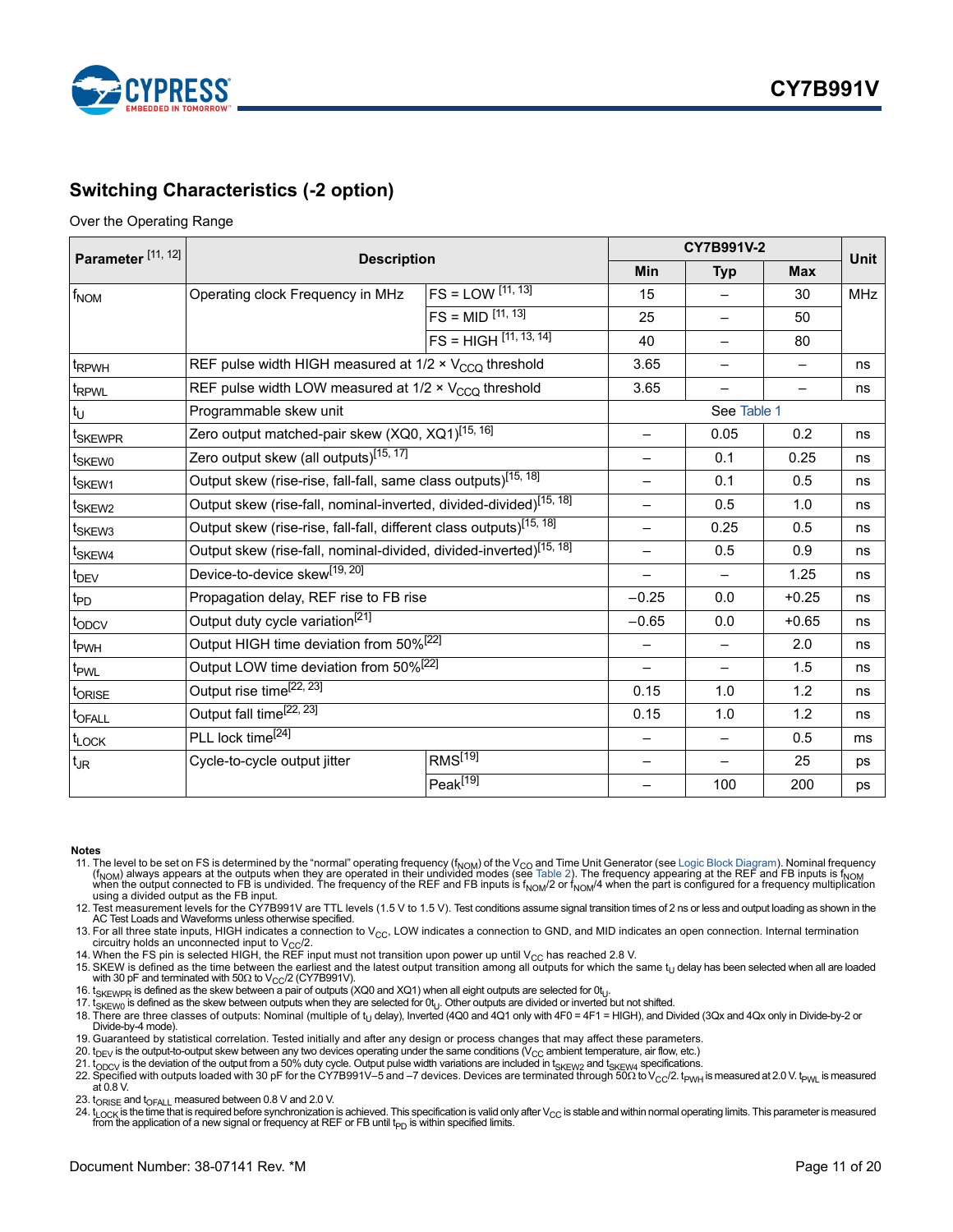## Switching Characteristics (-2 option)

Over the Operating Range

| Parameter [11, 12] | Description | | CY7B991V-2 | | | Unit |
|---|---|---|---|---|---|---|
| | | | Min | Typ | Max | |
| $f_{NOM}$ | Operating clock Frequency in MHz | FS = LOW [11, 13] | 15 | – | 30 | MHz |
| | | FS = MID [11, 13] | 25 | – | 50 | |
| | | FS = HIGH [11, 13, 14] | 40 | – | 80 | |
| $t_{RPWH}$ | REF pulse width HIGH measured at 1/2 × $V_{CCQ}$ threshold | | 3.65 | – | – | ns |
| $t_{RPWL}$ | REF pulse width LOW measured at 1/2 × $V_{CCQ}$ threshold | | 3.65 | – | – | ns |
| $t_U$ | Programmable skew unit | | See Table 1 | | | |
| $t_{SKEWPR}$ | Zero output matched-pair skew (XQ0, XQ1)[15, 16] | | – | 0.05 | 0.2 | ns |
| $t_{SKEW0}$ | Zero output skew (all outputs)[15, 17] | | – | 0.1 | 0.25 | ns |
| $t_{SKEW1}$ | Output skew (rise-rise, fall-fall, same class outputs)[15, 18] | | – | 0.1 | 0.5 | ns |
| $t_{SKEW2}$ | Output skew (rise-fall, nominal-inverted, divided-divided)[15, 18] | | – | 0.5 | 1.0 | ns |
| $t_{SKEW3}$ | Output skew (rise-rise, fall-fall, different class outputs)[15, 18] | | – | 0.25 | 0.5 | ns |
| $t_{SKEW4}$ | Output skew (rise-fall, nominal-divided, divided-inverted)[15, 18] | | – | 0.5 | 0.9 | ns |
| $t_{DEV}$ | Device-to-device skew[19, 20] | | – | – | 1.25 | ns |
| $t_{PD}$ | Propagation delay, REF rise to FB rise | | –0.25 | 0.0 | +0.25 | ns |
| $t_{ODCV}$ | Output duty cycle variation[21] | | –0.65 | 0.0 | +0.65 | ns |
| $t_{PWH}$ | Output HIGH time deviation from 50%[22] | | – | – | 2.0 | ns |
| $t_{PWL}$ | Output LOW time deviation from 50%[22] | | – | – | 1.5 | ns |
| $t_{ORISE}$ | Output rise time[22, 23] | | 0.15 | 1.0 | 1.2 | ns |
| $t_{OFALL}$ | Output fall time[22, 23] | | 0.15 | 1.0 | 1.2 | ns |
| $t_{LOCK}$ | PLL lock time[24] | | – | – | 0.5 | ms |
| $t_{JR}$ | Cycle-to-cycle output jitter | RMS[19] | – | – | 25 | ps |
| | | Peak[19] | – | 100 | 200 | ps |

**Notes**

11. The level to be set on FS is determined by the "normal" operating frequency ($f_{NOM}$) of the $V_{CO}$ and Time Unit Generator (see Logic Block Diagram). Nominal frequency ($f_{NOM}$) always appears at the outputs when they are operated in their undivided modes (see Table 2). The frequency appearing at the REF and FB inputs is $f_{NOM}$ when the output connected to FB is undivided. The frequency of the REF and FB inputs is $f_{NOM}/2$ or $f_{NOM}/4$ when the part is configured for a frequency multiplication using a divided output as the FB input.
12. Test measurement levels for the CY7B991V are TTL levels (1.5 V to 1.5 V). Test conditions assume signal transition times of 2 ns or less and output loading as shown in the AC Test Loads and Waveforms unless otherwise specified.
13. For all three state inputs, HIGH indicates a connection to $V_{CC}$, LOW indicates a connection to GND, and MID indicates an open connection. Internal termination circuitry holds an unconnected input to $V_{CC}/2$.
14. When the FS pin is selected HIGH, the REF input must not transition upon power up until $V_{CC}$ has reached 2.8 V.
15. SKEW is defined as the time between the earliest and the latest output transition among all outputs for which the same $t_U$ delay has been selected when all are loaded with 30 pF and terminated with 50Ω to $V_{CC}/2$ (CY7B991V).
16. $t_{SKEWPR}$ is defined as the skew between a pair of outputs (XQ0 and XQ1) when all eight outputs are selected for $0t_U$.
17. $t_{SKEW0}$ is defined as the skew between outputs when they are selected for $0t_U$. Other outputs are divided or inverted but not shifted.
18. There are three classes of outputs: Nominal (multiple of $t_U$ delay), Inverted (4Q0 and 4Q1 only with 4F0 = 4F1 = HIGH), and Divided (3Qx and 4Qx only in Divide-by-2 or Divide-by-4 mode).
19. Guaranteed by statistical correlation. Tested initially and after any design or process changes that may affect these parameters.
20. $t_{DEV}$ is the output-to-output skew between any two devices operating under the same conditions ($V_{CC}$ ambient temperature, air flow, etc.)
21. $t_{ODCV}$ is the deviation of the output from a 50% duty cycle. Output pulse width variations are included in $t_{SKEW2}$ and $t_{SKEW4}$ specifications.
22. Specified with outputs loaded with 30 pF for the CY7B991V–5 and –7 devices. Devices are terminated through 50Ω to $V_{CC}/2$. $t_{PWH}$ is measured at 2.0 V. $t_{PWL}$ is measured at 0.8 V.
23. $t_{ORISE}$ and $t_{OFALL}$ measured between 0.8 V and 2.0 V.
24. $t_{LOCK}$ is the time that is required before synchronization is achieved. This specification is valid only after $V_{CC}$ is stable and within normal operating limits. This parameter is measured from the application of a new signal or frequency at REF or FB until $t_{PD}$ is within specified limits.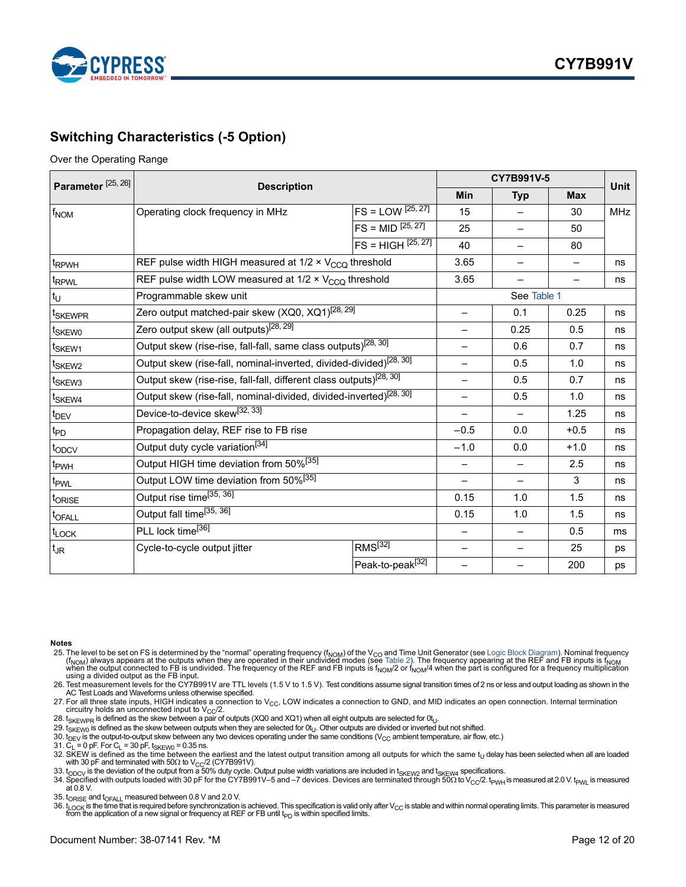## Switching Characteristics (-5 Option)

Over the Operating Range

| Parameter [25, 26] | Description | | CY7B991V-5 | | | Unit |
|---|---|---|---|---|---|---|
| | | | Min | Typ | Max | |
| $f_{NOM}$ | Operating clock frequency in MHz | FS = LOW [25, 27] | 15 | – | 30 | MHz |
| | | FS = MID [25, 27] | 25 | – | 50 | |
| | | FS = HIGH [25, 27] | 40 | – | 80 | |
| $t_{RPWH}$ | REF pulse width HIGH measured at 1/2 × $V_{CCQ}$ threshold | | 3.65 | – | – | ns |
| $t_{RPWL}$ | REF pulse width LOW measured at 1/2 × $V_{CCQ}$ threshold | | 3.65 | – | – | ns |
| $t_U$ | Programmable skew unit | | See Table 1 | | | |
| $t_{SKEWPR}$ | Zero output matched-pair skew (XQ0, XQ1)[28, 29] | | – | 0.1 | 0.25 | ns |
| $t_{SKEW0}$ | Zero output skew (all outputs)[28, 29] | | – | 0.25 | 0.5 | ns |
| $t_{SKEW1}$ | Output skew (rise-rise, fall-fall, same class outputs)[28, 30] | | – | 0.6 | 0.7 | ns |
| $t_{SKEW2}$ | Output skew (rise-fall, nominal-inverted, divided-divided)[28, 30] | | – | 0.5 | 1.0 | ns |
| $t_{SKEW3}$ | Output skew (rise-rise, fall-fall, different class outputs)[28, 30] | | – | 0.5 | 0.7 | ns |
| $t_{SKEW4}$ | Output skew (rise-fall, nominal-divided, divided-inverted)[28, 30] | | – | 0.5 | 1.0 | ns |
| $t_{DEV}$ | Device-to-device skew[32, 33] | | – | – | 1.25 | ns |
| $t_{PD}$ | Propagation delay, REF rise to FB rise | | −0.5 | 0.0 | +0.5 | ns |
| $t_{ODCV}$ | Output duty cycle variation[34] | | −1.0 | 0.0 | +1.0 | ns |
| $t_{PWH}$ | Output HIGH time deviation from 50%[35] | | – | – | 2.5 | ns |
| $t_{PWL}$ | Output LOW time deviation from 50%[35] | | – | – | 3 | ns |
| $t_{ORISE}$ | Output rise time[35, 36] | | 0.15 | 1.0 | 1.5 | ns |
| $t_{OFALL}$ | Output fall time[35, 36] | | 0.15 | 1.0 | 1.5 | ns |
| $t_{LOCK}$ | PLL lock time[36] | | – | – | 0.5 | ms |
| $t_{JR}$ | Cycle-to-cycle output jitter | RMS[32] | – | – | 25 | ps |
| | | Peak-to-peak[32] | – | – | 200 | ps |

**Notes**

25. The level to be set on FS is determined by the "normal" operating frequency ($f_{NOM}$) of the $V_{CO}$ and Time Unit Generator (see Logic Block Diagram). Nominal frequency ($f_{NOM}$) always appears at the outputs when they are operated in their undivided modes (see Table 2). The frequency appearing at the REF and FB inputs is $f_{NOM}$ when the output connected to FB is undivided. The frequency of the REF and FB inputs is $f_{NOM}/2$ or $f_{NOM}/4$ when the part is configured for a frequency multiplication using a divided output as the FB input.
26. Test measurement levels for the CY7B991V are TTL levels (1.5 V to 1.5 V). Test conditions assume signal transition times of 2 ns or less and output loading as shown in the AC Test Loads and Waveforms unless otherwise specified.
27. For all three state inputs, HIGH indicates a connection to $V_{CC}$, LOW indicates a connection to GND, and MID indicates an open connection. Internal termination circuitry holds an unconnected input to $V_{CC}/2$.
28. $t_{SKEWPR}$ is defined as the skew between a pair of outputs (XQ0 and XQ1) when all eight outputs are selected for $0t_U$.
29. $t_{SKEW0}$ is defined as the skew between outputs when they are selected for $0t_U$. Other outputs are divided or inverted but not shifted.
30. $t_{DEV}$ is the output-to-output skew between any two devices operating under the same conditions ($V_{CC}$ ambient temperature, air flow, etc.)
31. $C_L$ = 0 pF. For $C_L$ = 30 pF, $t_{SKEW0}$ = 0.35 ns.
32. SKEW is defined as the time between the earliest and the latest output transition among all outputs for which the same $t_U$ delay has been selected when all are loaded with 30 pF and terminated with 50Ω to $V_{CC}/2$ (CY7B991V).
33. $t_{ODCV}$ is the deviation of the output from a 50% duty cycle. Output pulse width variations are included in $t_{SKEW2}$ and $t_{SKEW4}$ specifications.
34. Specified with outputs loaded with 30 pF for the CY7B991V–5 and –7 devices. Devices are terminated through 50Ω to $V_{CC}/2$. $t_{PWH}$ is measured at 2.0 V. $t_{PWL}$ is measured at 0.8 V.
35. $t_{ORISE}$ and $t_{OFALL}$ measured between 0.8 V and 2.0 V.
36. $t_{LOCK}$ is the time that is required before synchronization is achieved. This specification is valid only after $V_{CC}$ is stable and within normal operating limits. This parameter is measured from the application of a new signal or frequency at REF or FB until $t_{PD}$ is within specified limits.

Document Number: 38-07141 Rev. *M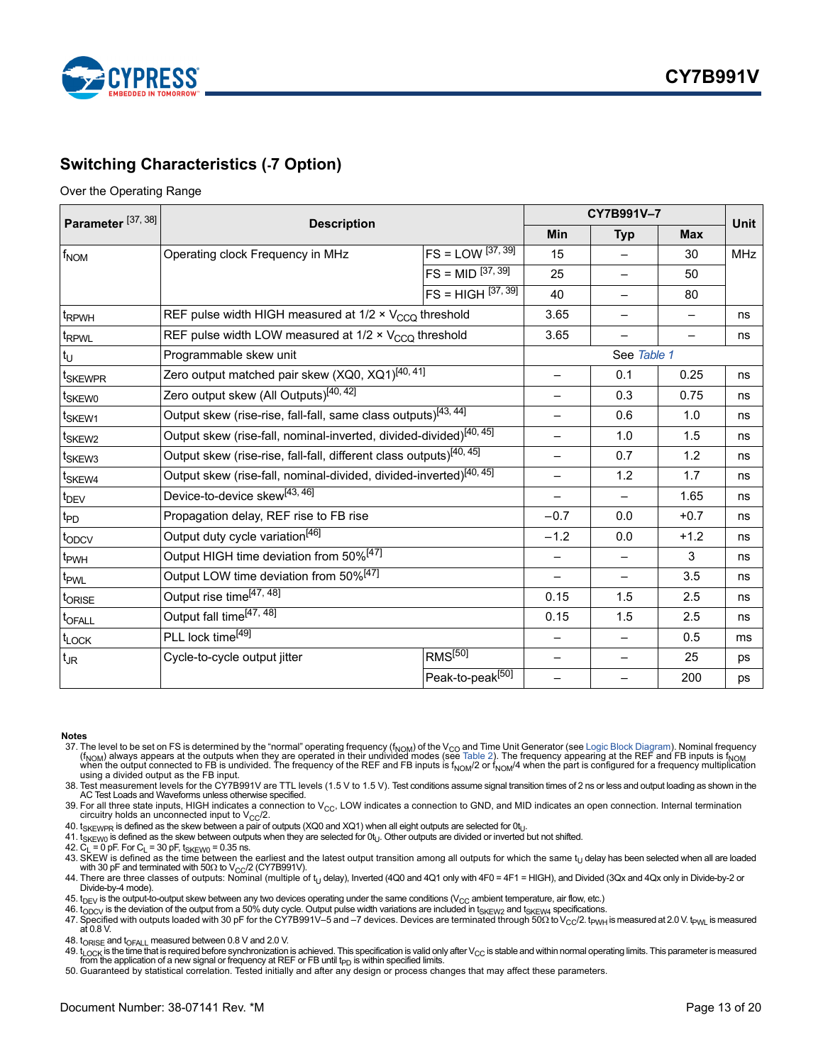## Switching Characteristics (-7 Option)

Over the Operating Range

| Parameter [37, 38] | Description | | CY7B991V–7 | | | Unit |
|---|---|---|---|---|---|---|
| | | | Min | Typ | Max | |
| $f_{NOM}$ | Operating clock Frequency in MHz | FS = LOW [37, 39] | 15 | – | 30 | MHz |
| | | FS = MID [37, 39] | 25 | – | 50 | |
| | | FS = HIGH [37, 39] | 40 | – | 80 | |
| $t_{RPWH}$ | REF pulse width HIGH measured at 1/2 × $V_{CCQ}$ threshold | | 3.65 | – | – | ns |
| $t_{RPWL}$ | REF pulse width LOW measured at 1/2 × $V_{CCQ}$ threshold | | 3.65 | – | – | ns |
| $t_U$ | Programmable skew unit | | See Table 1 | | | |
| $t_{SKEWPR}$ | Zero output matched pair skew (XQ0, XQ1)[40, 41] | | – | 0.1 | 0.25 | ns |
| $t_{SKEW0}$ | Zero output skew (All Outputs)[40, 42] | | – | 0.3 | 0.75 | ns |
| $t_{SKEW1}$ | Output skew (rise-rise, fall-fall, same class outputs)[43, 44] | | – | 0.6 | 1.0 | ns |
| $t_{SKEW2}$ | Output skew (rise-fall, nominal-inverted, divided-divided)[40, 45] | | – | 1.0 | 1.5 | ns |
| $t_{SKEW3}$ | Output skew (rise-rise, fall-fall, different class outputs)[40, 45] | | – | 0.7 | 1.2 | ns |
| $t_{SKEW4}$ | Output skew (rise-fall, nominal-divided, divided-inverted)[40, 45] | | – | 1.2 | 1.7 | ns |
| $t_{DEV}$ | Device-to-device skew[43, 46] | | – | – | 1.65 | ns |
| $t_{PD}$ | Propagation delay, REF rise to FB rise | | −0.7 | 0.0 | +0.7 | ns |
| $t_{ODCV}$ | Output duty cycle variation[46] | | −1.2 | 0.0 | +1.2 | ns |
| $t_{PWH}$ | Output HIGH time deviation from 50%[47] | | – | – | 3 | ns |
| $t_{PWL}$ | Output LOW time deviation from 50%[47] | | – | – | 3.5 | ns |
| $t_{ORISE}$ | Output rise time[47, 48] | | 0.15 | 1.5 | 2.5 | ns |
| $t_{OFALL}$ | Output fall time[47, 48] | | 0.15 | 1.5 | 2.5 | ns |
| $t_{LOCK}$ | PLL lock time[49] | | – | – | 0.5 | ms |
| $t_{JR}$ | Cycle-to-cycle output jitter | RMS[50] | – | – | 25 | ps |
| | | Peak-to-peak[50] | – | – | 200 | ps |

**Notes**

37. The level to be set on FS is determined by the "normal" operating frequency ($f_{NOM}$) of the $V_{CO}$ and Time Unit Generator (see Logic Block Diagram). Nominal frequency ($f_{NOM}$) always appears at the outputs when they are operated in their undivided modes (see Table 2). The frequency appearing at the REF and FB inputs is $f_{NOM}$ when the output connected to FB is undivided. The frequency of the REF and FB inputs is $f_{NOM}/2$ or $f_{NOM}/4$ when the part is configured for a frequency multiplication using a divided output as the FB input.
38. Test measurement levels for the CY7B991V are TTL levels (1.5 V to 1.5 V). Test conditions assume signal transition times of 2 ns or less and output loading as shown in the AC Test Loads and Waveforms unless otherwise specified.
39. For all three state inputs, HIGH indicates a connection to $V_{CC}$, LOW indicates a connection to GND, and MID indicates an open connection. Internal termination circuitry holds an unconnected input to $V_{CC}/2$.
40. $t_{SKEWPR}$ is defined as the skew between a pair of outputs (XQ0 and XQ1) when all eight outputs are selected for $0t_U$.
41. $t_{SKEW0}$ is defined as the skew between outputs when they are selected for $0t_U$. Other outputs are divided or inverted but not shifted.
42. $C_L$ = 0 pF. For $C_L$ = 30 pF, $t_{SKEW0}$ = 0.35 ns.
43. SKEW is defined as the time between the earliest and the latest output transition among all outputs for which the same $t_U$ delay has been selected when all are loaded with 30 pF and terminated with 50Ω to $V_{CC}/2$ (CY7B991V).
44. There are three classes of outputs: Nominal (multiple of $t_U$ delay), Inverted (4Q0 and 4Q1 only with 4F0 = 4F1 = HIGH), and Divided (3Qx and 4Qx only in Divide-by-2 or Divide-by-4 mode).
45. $t_{DEV}$ is the output-to-output skew between any two devices operating under the same conditions ($V_{CC}$ ambient temperature, air flow, etc.)
46. $t_{ODCV}$ is the deviation of the output from a 50% duty cycle. Output pulse width variations are included in $t_{SKEW2}$ and $t_{SKEW4}$ specifications.
47. Specified with outputs loaded with 30 pF for the CY7B991V–5 and –7 devices. Devices are terminated through 50Ω to $V_{CC}/2$. $t_{PWH}$ is measured at 2.0 V. $t_{PWL}$ is measured at 0.8 V.
48. $t_{ORISE}$ and $t_{OFALL}$ measured between 0.8 V and 2.0 V.
49. $t_{LOCK}$ is the time that is required before synchronization is achieved. This specification is valid only after $V_{CC}$ is stable and within normal operating limits. This parameter is measured from the application of a new signal or frequency at REF or FB until $t_{PD}$ is within specified limits.
50. Guaranteed by statistical correlation. Tested initially and after any design or process changes that may affect these parameters.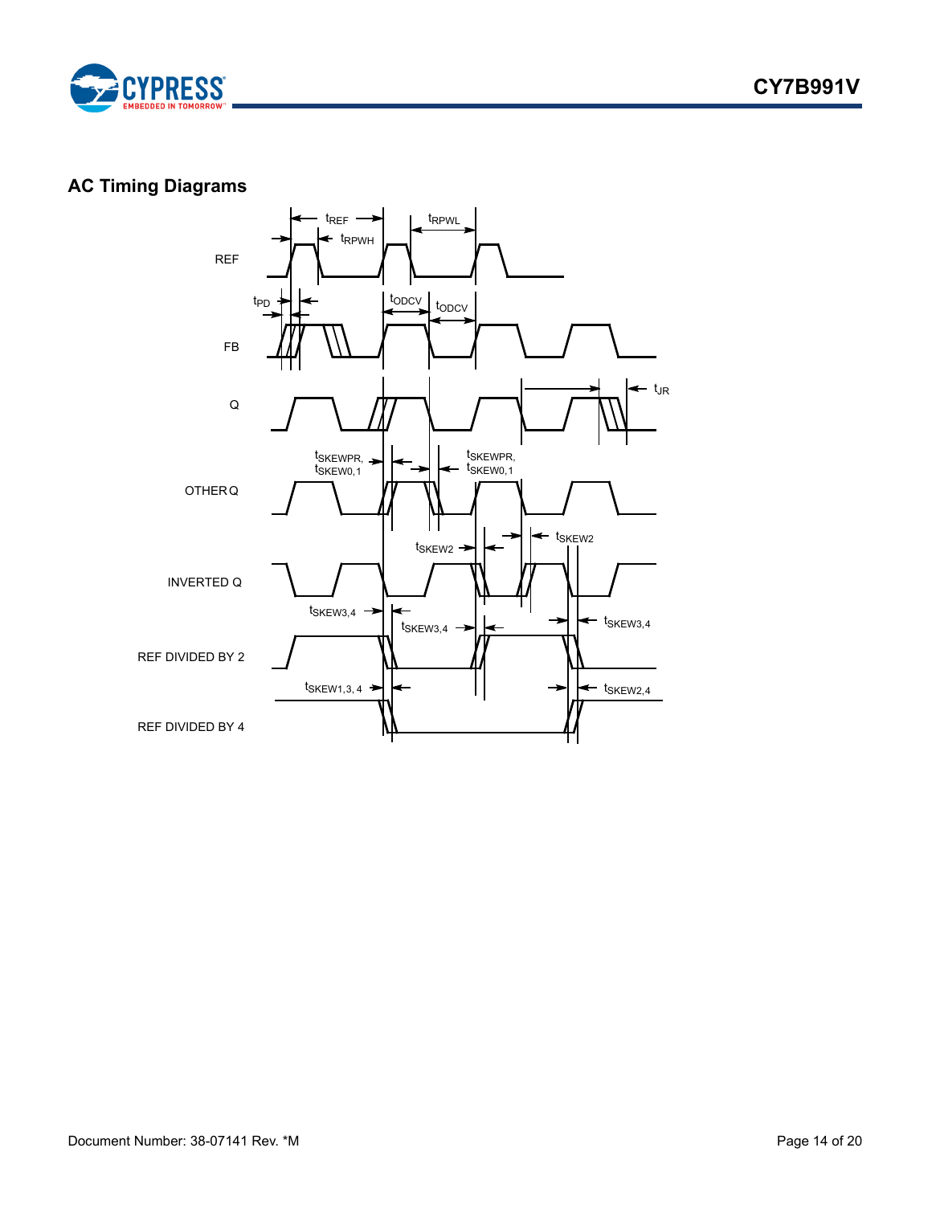## AC Timing Diagrams

REF

$t_{REF}$

$t_{RPWH}$

$t_{RPWL}$

FB

$t_{PD}$

$t_{ODCV}$

$t_{ODCV}$

Q

$t_{JR}$

OTHER Q

$t_{SKEWPR}$, $t_{SKEW0,1}$

$t_{SKEWPR}$, $t_{SKEW0,1}$

INVERTED Q

$t_{SKEW2}$

$t_{SKEW2}$

REF DIVIDED BY 2

$t_{SKEW3,4}$

$t_{SKEW3,4}$

$t_{SKEW3,4}$

REF DIVIDED BY 4

$t_{SKEW1,3,4}$

$t_{SKEW2,4}$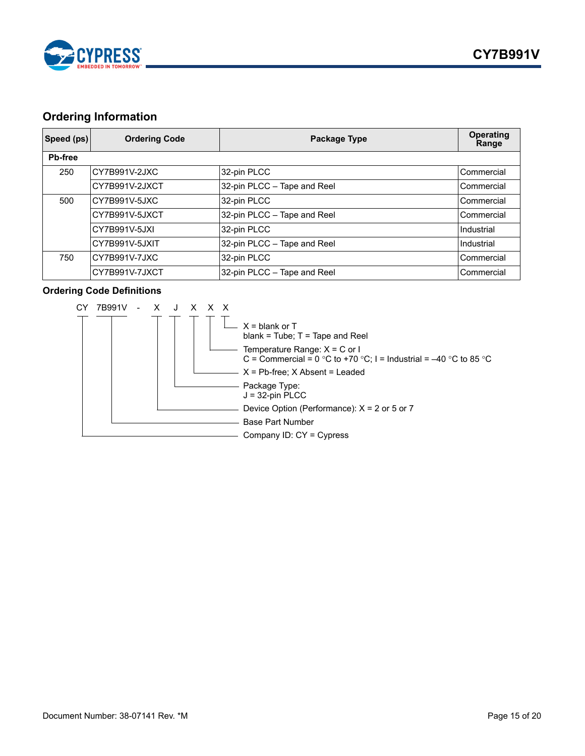## Ordering Information

| Speed (ps) | Ordering Code | Package Type | Operating Range |
|---|---|---|---|
| **Pb-free** | | | |
| 250 | CY7B991V-2JXC | 32-pin PLCC | Commercial |
| | CY7B991V-2JXCT | 32-pin PLCC – Tape and Reel | Commercial |
| 500 | CY7B991V-5JXC | 32-pin PLCC | Commercial |
| | CY7B991V-5JXCT | 32-pin PLCC – Tape and Reel | Commercial |
| | CY7B991V-5JXI | 32-pin PLCC | Industrial |
| | CY7B991V-5JXIT | 32-pin PLCC – Tape and Reel | Industrial |
| 750 | CY7B991V-7JXC | 32-pin PLCC | Commercial |
| | CY7B991V-7JXCT | 32-pin PLCC – Tape and Reel | Commercial |

### Ordering Code Definitions

CY 7B991V - X J X X X

- X = blank or T
  blank = Tube; T = Tape and Reel
- Temperature Range: X = C or I
  C = Commercial = 0 °C to +70 °C; I = Industrial = –40 °C to 85 °C
- X = Pb-free; X Absent = Leaded
- Package Type:
  J = 32-pin PLCC
- Device Option (Performance): X = 2 or 5 or 7
- Base Part Number
- Company ID: CY = Cypress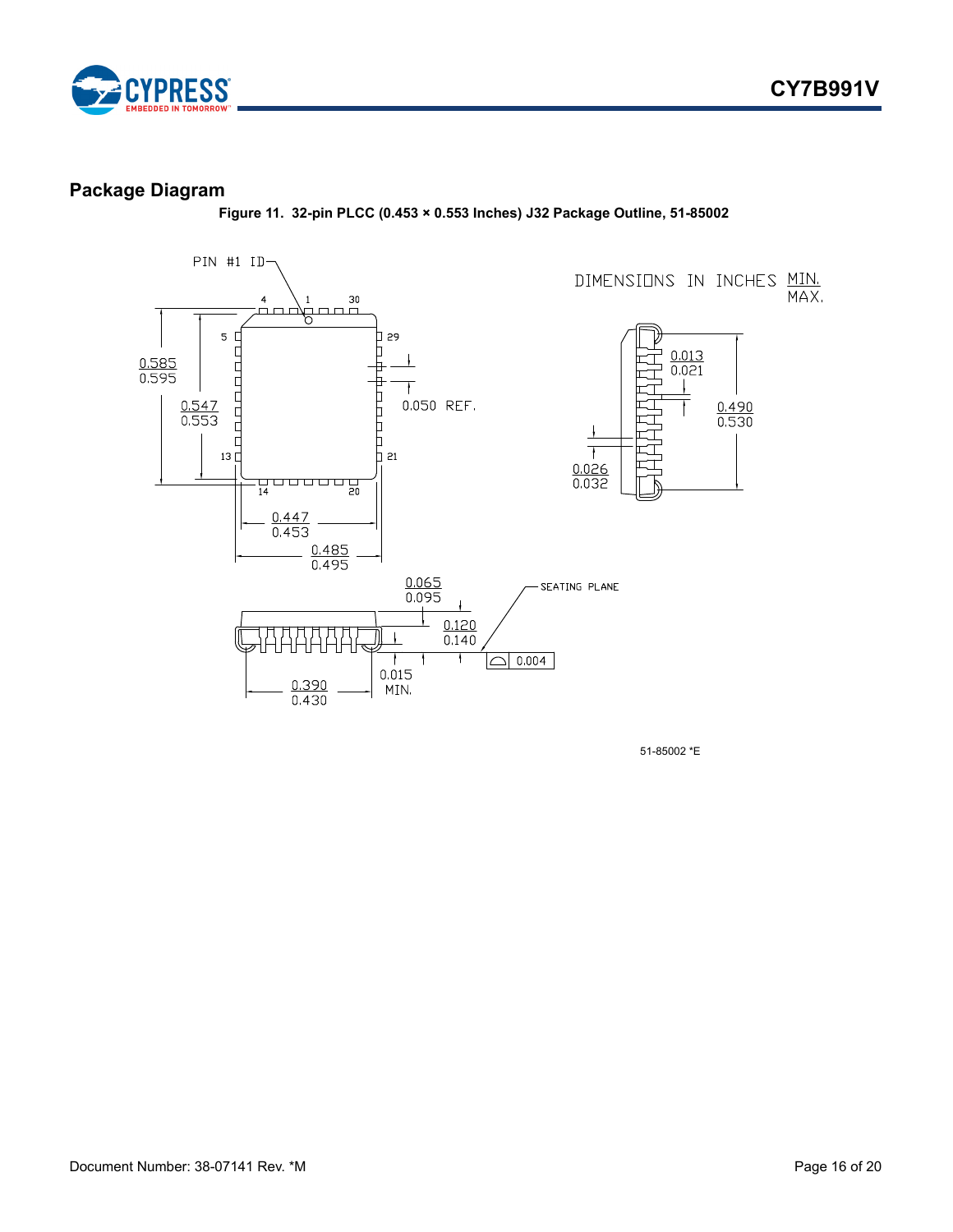## Package Diagram

**Figure 11. 32-pin PLCC (0.453 × 0.553 Inches) J32 Package Outline, 51-85002**

PIN #1 ID

DIMENSIONS IN INCHES MIN. / MAX.

0.585 / 0.595

0.547 / 0.553

0.050 REF.

0.447 / 0.453

0.485 / 0.495

0.013 / 0.021

0.490 / 0.530

0.026 / 0.032

0.065 / 0.095

0.120 / 0.140

SEATING PLANE

0.004

0.015 MIN.

0.390 / 0.430

51-85002 *E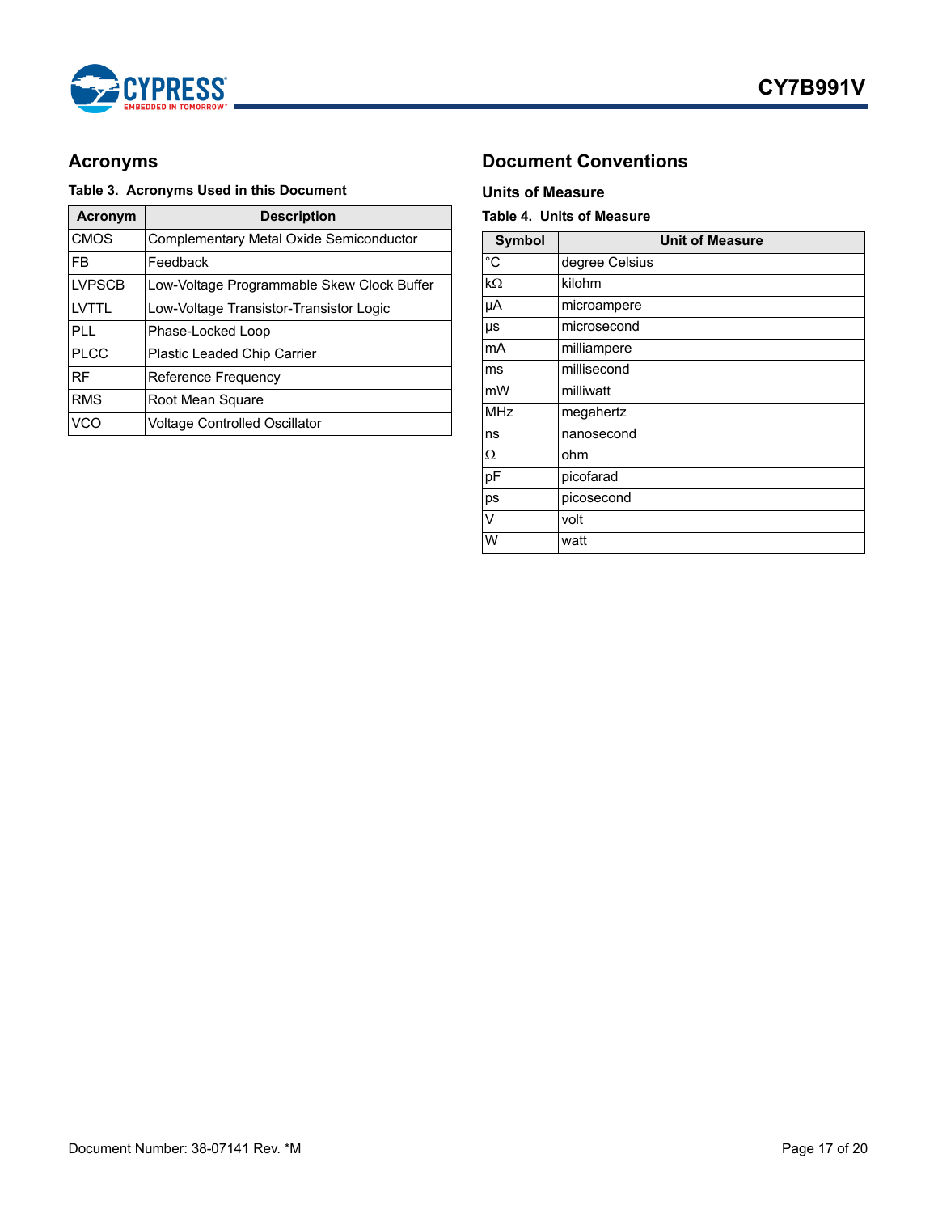## Acronyms

**Table 3. Acronyms Used in this Document**

| Acronym | Description |
|---|---|
| CMOS | Complementary Metal Oxide Semiconductor |
| FB | Feedback |
| LVPSCB | Low-Voltage Programmable Skew Clock Buffer |
| LVTTL | Low-Voltage Transistor-Transistor Logic |
| PLL | Phase-Locked Loop |
| PLCC | Plastic Leaded Chip Carrier |
| RF | Reference Frequency |
| RMS | Root Mean Square |
| VCO | Voltage Controlled Oscillator |

## Document Conventions

### Units of Measure

**Table 4. Units of Measure**

| Symbol | Unit of Measure |
|---|---|
| °C | degree Celsius |
| kΩ | kilohm |
| µA | microampere |
| µs | microsecond |
| mA | milliampere |
| ms | millisecond |
| mW | milliwatt |
| MHz | megahertz |
| ns | nanosecond |
| Ω | ohm |
| pF | picofarad |
| ps | picosecond |
| V | volt |
| W | watt |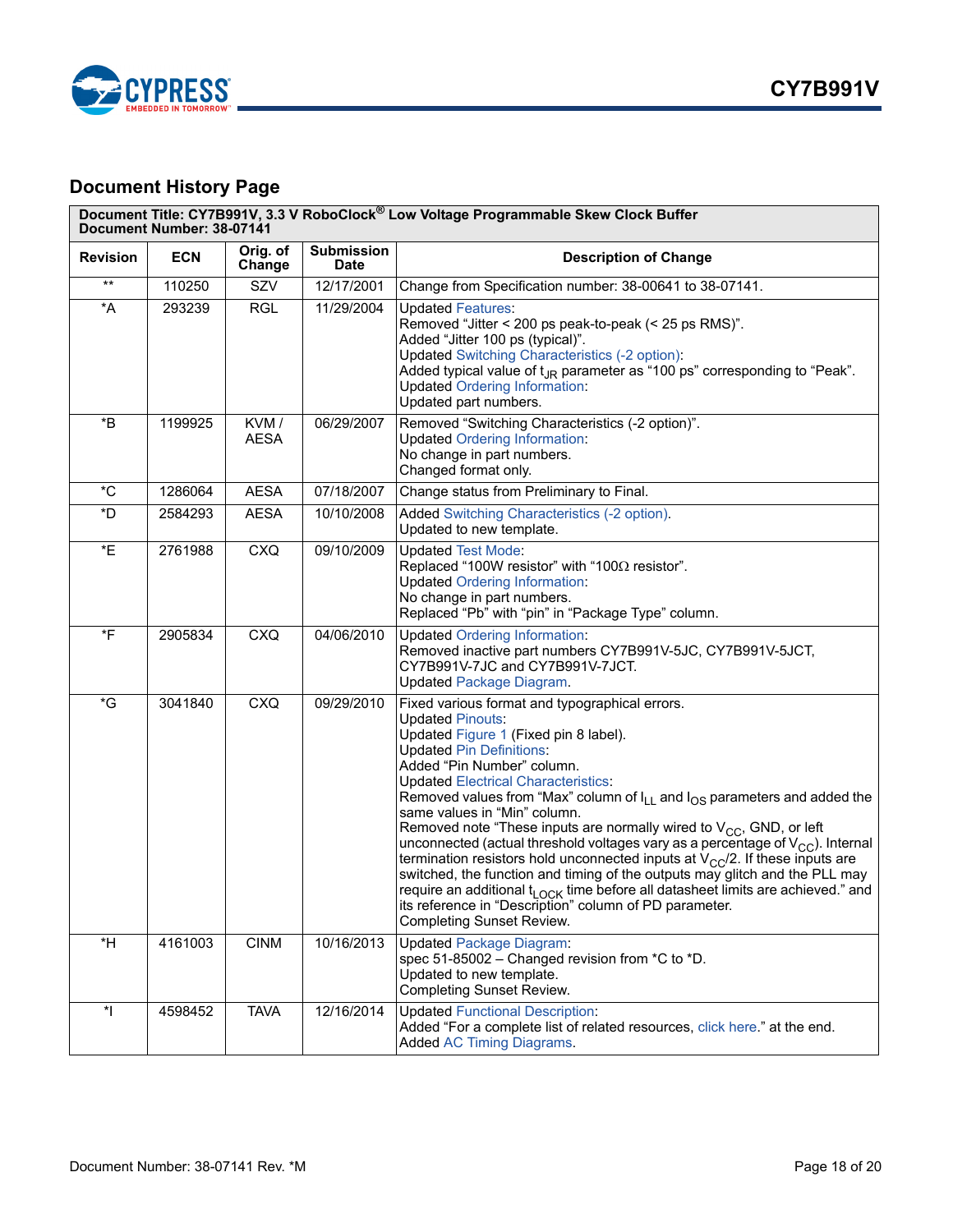## Document History Page

| Document Title: CY7B991V, 3.3 V RoboClock® Low Voltage Programmable Skew Clock Buffer<br>Document Number: 38-07141 | | | | |
|---|---|---|---|---|
| **Revision** | **ECN** | **Orig. of Change** | **Submission Date** | **Description of Change** |
| ** | 110250 | SZV | 12/17/2001 | Change from Specification number: 38-00641 to 38-07141. |
| *A | 293239 | RGL | 11/29/2004 | Updated Features:<br>Removed "Jitter < 200 ps peak-to-peak (< 25 ps RMS)".<br>Added "Jitter 100 ps (typical)".<br>Updated Switching Characteristics (-2 option):<br>Added typical value of $t_{JR}$ parameter as "100 ps" corresponding to "Peak".<br>Updated Ordering Information:<br>Updated part numbers. |
| *B | 1199925 | KVM / AESA | 06/29/2007 | Removed "Switching Characteristics (-2 option)".<br>Updated Ordering Information:<br>No change in part numbers.<br>Changed format only. |
| *C | 1286064 | AESA | 07/18/2007 | Change status from Preliminary to Final. |
| *D | 2584293 | AESA | 10/10/2008 | Added Switching Characteristics (-2 option).<br>Updated to new template. |
| *E | 2761988 | CXQ | 09/10/2009 | Updated Test Mode:<br>Replaced "100W resistor" with "100Ω resistor".<br>Updated Ordering Information:<br>No change in part numbers.<br>Replaced "Pb" with "pin" in "Package Type" column. |
| *F | 2905834 | CXQ | 04/06/2010 | Updated Ordering Information:<br>Removed inactive part numbers CY7B991V-5JC, CY7B991V-5JCT, CY7B991V-7JC and CY7B991V-7JCT.<br>Updated Package Diagram. |
| *G | 3041840 | CXQ | 09/29/2010 | Fixed various format and typographical errors.<br>Updated Pinouts:<br>Updated Figure 1 (Fixed pin 8 label).<br>Updated Pin Definitions:<br>Added "Pin Number" column.<br>Updated Electrical Characteristics:<br>Removed values from "Max" column of $I_{LL}$ and $I_{OS}$ parameters and added the same values in "Min" column.<br>Removed note "These inputs are normally wired to $V_{CC}$, GND, or left unconnected (actual threshold voltages vary as a percentage of $V_{CC}$). Internal termination resistors hold unconnected inputs at $V_{CC}/2$. If these inputs are switched, the function and timing of the outputs may glitch and the PLL may require an additional $t_{LOCK}$ time before all datasheet limits are achieved." and its reference in "Description" column of PD parameter.<br>Completing Sunset Review. |
| *H | 4161003 | CINM | 10/16/2013 | Updated Package Diagram:<br>spec 51-85002 – Changed revision from *C to *D.<br>Updated to new template.<br>Completing Sunset Review. |
| *I | 4598452 | TAVA | 12/16/2014 | Updated Functional Description:<br>Added "For a complete list of related resources, click here." at the end.<br>Added AC Timing Diagrams. |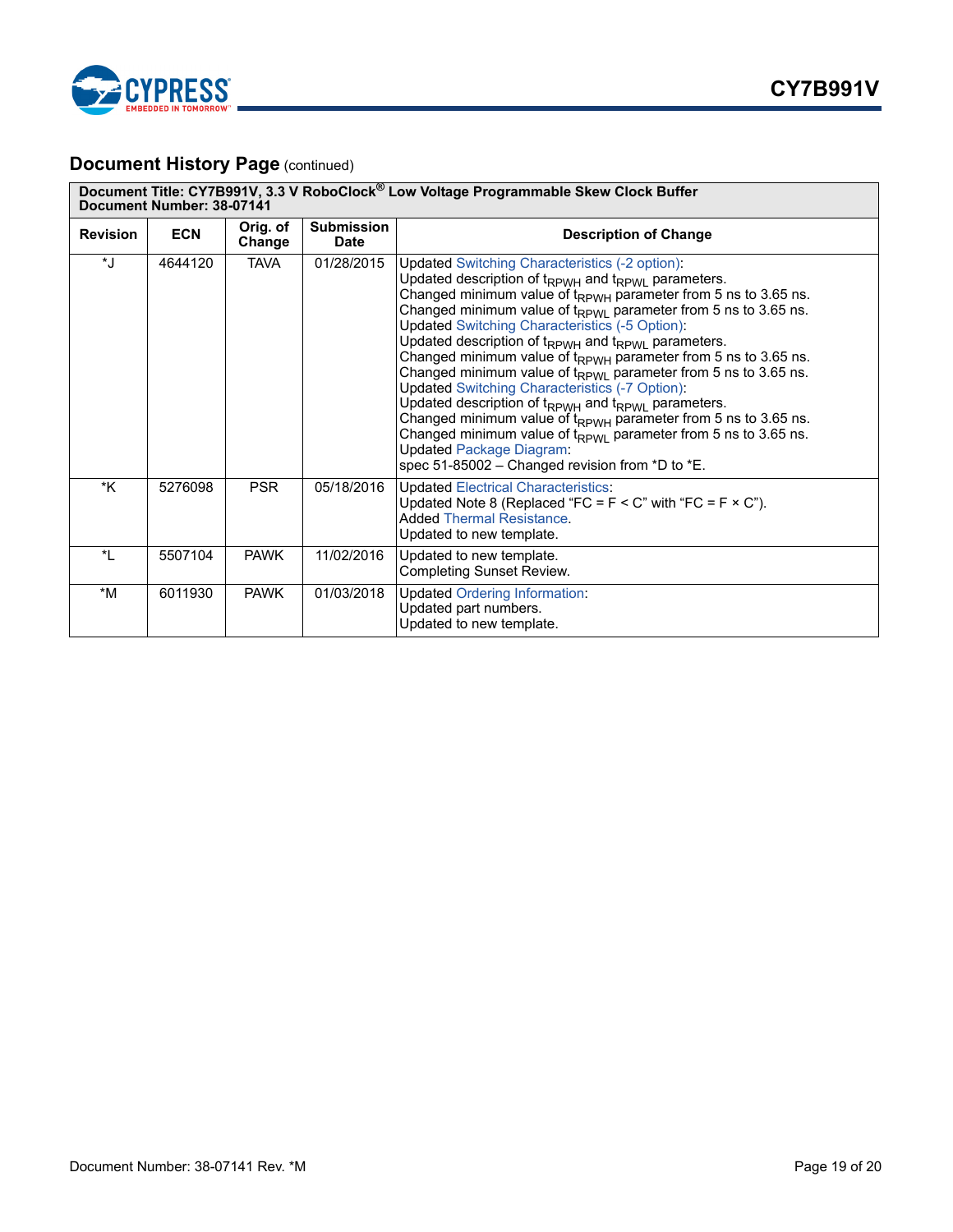## Document History Page (continued)

| Document Title: CY7B991V, 3.3 V RoboClock® Low Voltage Programmable Skew Clock Buffer<br>Document Number: 38-07141 | | | | |
|---|---|---|---|---|
| **Revision** | **ECN** | **Orig. of Change** | **Submission Date** | **Description of Change** |
| *J | 4644120 | TAVA | 01/28/2015 | Updated Switching Characteristics (-2 option):<br>Updated description of $t_{RPWH}$ and $t_{RPWL}$ parameters.<br>Changed minimum value of $t_{RPWH}$ parameter from 5 ns to 3.65 ns.<br>Changed minimum value of $t_{RPWL}$ parameter from 5 ns to 3.65 ns.<br>Updated Switching Characteristics (-5 Option):<br>Updated description of $t_{RPWH}$ and $t_{RPWL}$ parameters.<br>Changed minimum value of $t_{RPWH}$ parameter from 5 ns to 3.65 ns.<br>Changed minimum value of $t_{RPWL}$ parameter from 5 ns to 3.65 ns.<br>Updated Switching Characteristics (-7 Option):<br>Updated description of $t_{RPWH}$ and $t_{RPWL}$ parameters.<br>Changed minimum value of $t_{RPWH}$ parameter from 5 ns to 3.65 ns.<br>Changed minimum value of $t_{RPWL}$ parameter from 5 ns to 3.65 ns.<br>Updated Package Diagram:<br>spec 51-85002 – Changed revision from *D to *E. |
| *K | 5276098 | PSR | 05/18/2016 | Updated Electrical Characteristics:<br>Updated Note 8 (Replaced "FC = F < C" with "FC = F × C").<br>Added Thermal Resistance.<br>Updated to new template. |
| *L | 5507104 | PAWK | 11/02/2016 | Updated to new template.<br>Completing Sunset Review. |
| *M | 6011930 | PAWK | 01/03/2018 | Updated Ordering Information:<br>Updated part numbers.<br>Updated to new template. |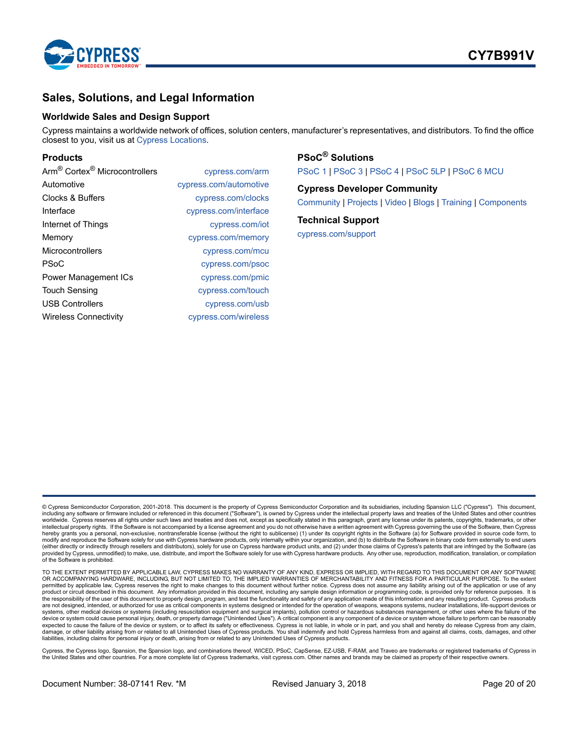## Sales, Solutions, and Legal Information

### Worldwide Sales and Design Support

Cypress maintains a worldwide network of offices, solution centers, manufacturer's representatives, and distributors. To find the office closest to you, visit us at Cypress Locations.

### Products

| | |
|---|---|
| Arm® Cortex® Microcontrollers | cypress.com/arm |
| Automotive | cypress.com/automotive |
| Clocks & Buffers | cypress.com/clocks |
| Interface | cypress.com/interface |
| Internet of Things | cypress.com/iot |
| Memory | cypress.com/memory |
| Microcontrollers | cypress.com/mcu |
| PSoC | cypress.com/psoc |
| Power Management ICs | cypress.com/pmic |
| Touch Sensing | cypress.com/touch |
| USB Controllers | cypress.com/usb |
| Wireless Connectivity | cypress.com/wireless |

### PSoC® Solutions

PSoC 1 | PSoC 3 | PSoC 4 | PSoC 5LP | PSoC 6 MCU

### Cypress Developer Community

Community | Projects | Video | Blogs | Training | Components

### Technical Support

cypress.com/support

---

© Cypress Semiconductor Corporation, 2001-2018. This document is the property of Cypress Semiconductor Corporation and its subsidiaries, including Spansion LLC ("Cypress"). This document, including any software or firmware included or referenced in this document ("Software"), is owned by Cypress under the intellectual property laws and treaties of the United States and other countries worldwide. Cypress reserves all rights under such laws and treaties and does not, except as specifically stated in this paragraph, grant any license under its patents, copyrights, trademarks, or other intellectual property rights. If the Software is not accompanied by a license agreement and you do not otherwise have a written agreement with Cypress governing the use of the Software, then Cypress hereby grants you a personal, non-exclusive, nontransferable license (without the right to sublicense) (1) under its copyright rights in the Software (a) for Software provided in source code form, to modify and reproduce the Software solely for use with Cypress hardware products, only internally within your organization, and (b) to distribute the Software in binary code form externally to end users (either directly or indirectly through resellers and distributors), solely for use on Cypress hardware product units, and (2) under those claims of Cypress's patents that are infringed by the Software (as provided by Cypress, unmodified) to make, use, distribute, and import the Software solely for use with Cypress hardware products. Any other use, reproduction, modification, translation, or compilation of the Software is prohibited.

TO THE EXTENT PERMITTED BY APPLICABLE LAW, CYPRESS MAKES NO WARRANTY OF ANY KIND, EXPRESS OR IMPLIED, WITH REGARD TO THIS DOCUMENT OR ANY SOFTWARE OR ACCOMPANYING HARDWARE, INCLUDING, BUT NOT LIMITED TO, THE IMPLIED WARRANTIES OF MERCHANTABILITY AND FITNESS FOR A PARTICULAR PURPOSE. To the extent permitted by applicable law, Cypress reserves the right to make changes to this document without further notice. Cypress does not assume any liability arising out of the application or use of any product or circuit described in this document. Any information provided in this document, including any sample design information or programming code, is provided only for reference purposes. It is the responsibility of the user of this document to properly design, program, and test the functionality and safety of any application made of this information and any resulting product. Cypress products are not designed, intended, or authorized for use as critical components in systems designed or intended for the operation of weapons, weapons systems, nuclear installations, life-support devices or systems, other medical devices or systems (including resuscitation equipment and surgical implants), pollution control or hazardous substances management, or other uses where the failure of the device or system could cause personal injury, death, or property damage ("Unintended Uses"). A critical component is any component of a device or system whose failure to perform can be reasonably expected to cause the failure of the device or system, or to affect its safety or effectiveness. Cypress is not liable, in whole or in part, and you shall and hereby do release Cypress from any claim, damage, or other liability arising from or related to all Unintended Uses of Cypress products. You shall indemnify and hold Cypress harmless from and against all claims, costs, damages, and other liabilities, including claims for personal injury or death, arising from or related to any Unintended Uses of Cypress products.

Cypress, the Cypress logo, Spansion, the Spansion logo, and combinations thereof, WICED, PSoC, CapSense, EZ-USB, F-RAM, and Traveo are trademarks or registered trademarks of Cypress in the United States and other countries. For a more complete list of Cypress trademarks, visit cypress.com. Other names and brands may be claimed as property of their respective owners.

Document Number: 38-07141 Rev. *M    Revised January 3, 2018